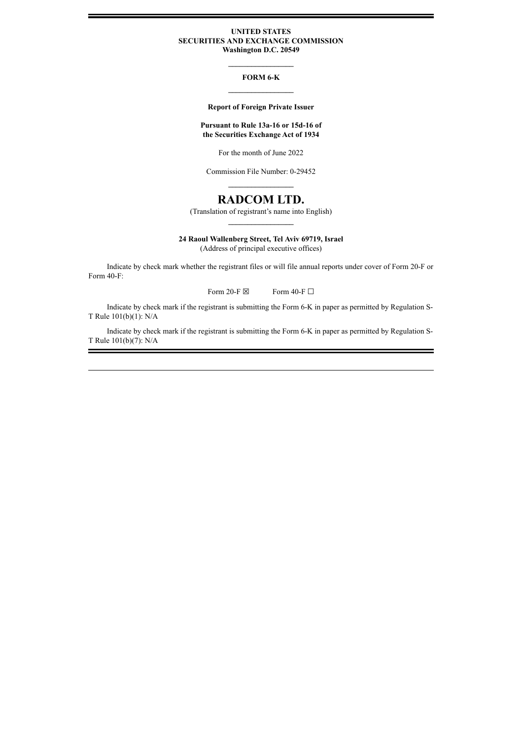**UNITED STATES**
**SECURITIES AND EXCHANGE COMMISSION**
**Washington D.C. 20549**

---

**FORM 6-K**

---

**Report of Foreign Private Issuer**

**Pursuant to Rule 13a-16 or 15d-16 of the Securities Exchange Act of 1934**

For the month of June 2022

Commission File Number: 0-29452

---

# RADCOM LTD.

(Translation of registrant's name into English)

---

**24 Raoul Wallenberg Street, Tel Aviv 69719, Israel**
(Address of principal executive offices)

Indicate by check mark whether the registrant files or will file annual reports under cover of Form 20-F or Form 40-F:

Form 20-F ☒ Form 40-F ☐

Indicate by check mark if the registrant is submitting the Form 6-K in paper as permitted by Regulation S-T Rule 101(b)(1): N/A

Indicate by check mark if the registrant is submitting the Form 6-K in paper as permitted by Regulation S-T Rule 101(b)(7): N/A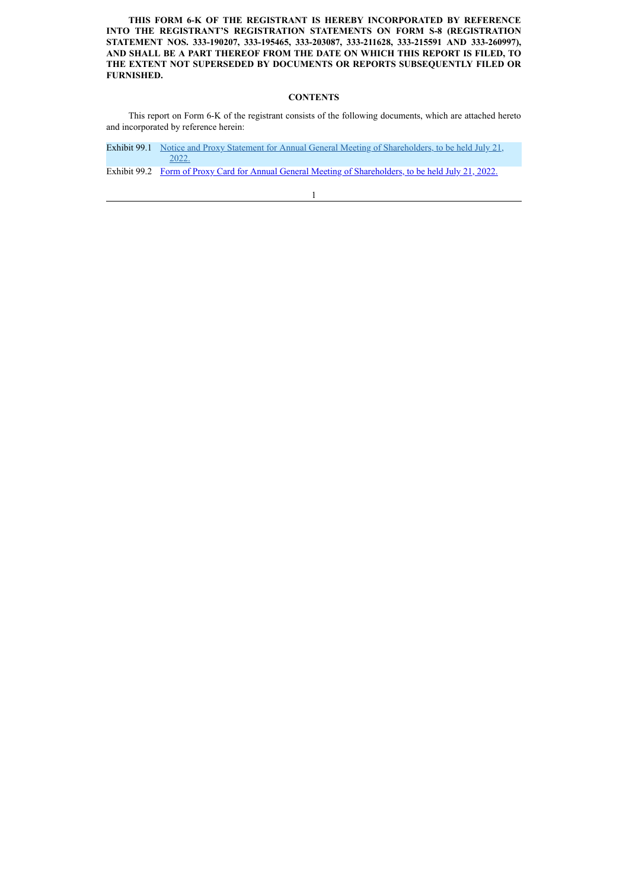**THIS FORM 6-K OF THE REGISTRANT IS HEREBY INCORPORATED BY REFERENCE INTO THE REGISTRANT'S REGISTRATION STATEMENTS ON FORM S-8 (REGISTRATION STATEMENT NOS. 333-190207, 333-195465, 333-203087, 333-211628, 333-215591 AND 333-260997), AND SHALL BE A PART THEREOF FROM THE DATE ON WHICH THIS REPORT IS FILED, TO THE EXTENT NOT SUPERSEDED BY DOCUMENTS OR REPORTS SUBSEQUENTLY FILED OR FURNISHED.**

**CONTENTS**

This report on Form 6-K of the registrant consists of the following documents, which are attached hereto and incorporated by reference herein:

| | |
|---|---|
| Exhibit 99.1 | Notice and Proxy Statement for Annual General Meeting of Shareholders, to be held July 21, 2022. |
| Exhibit 99.2 | Form of Proxy Card for Annual General Meeting of Shareholders, to be held July 21, 2022. |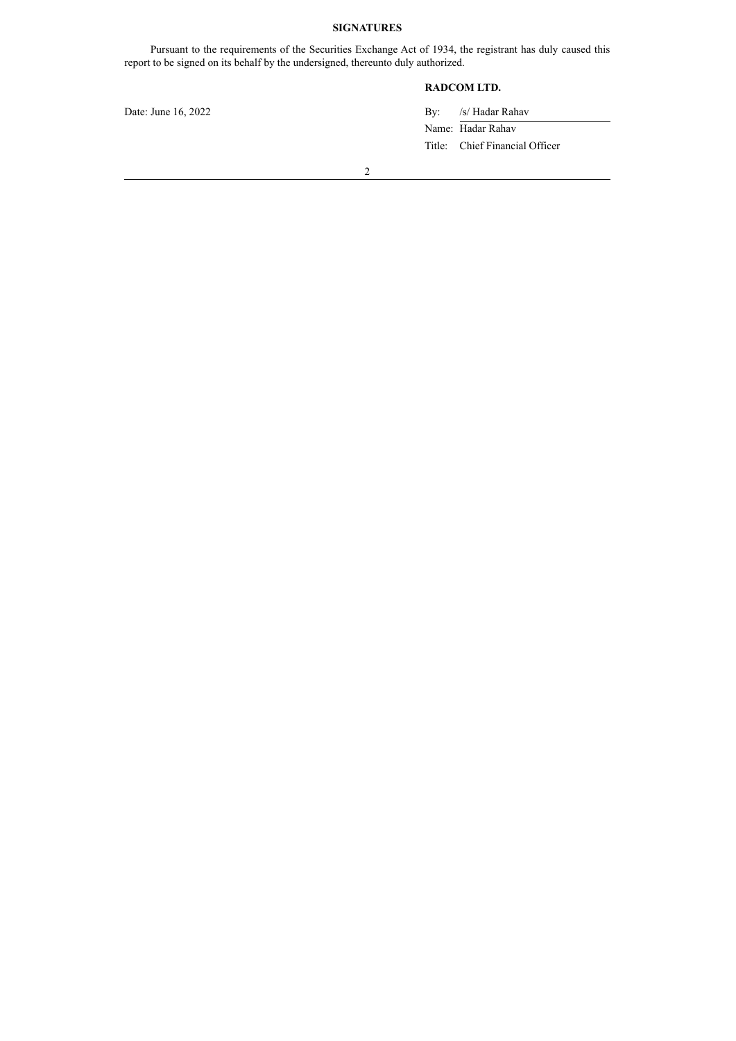**SIGNATURES**

Pursuant to the requirements of the Securities Exchange Act of 1934, the registrant has duly caused this report to be signed on its behalf by the undersigned, thereunto duly authorized.

**RADCOM LTD.**

Date: June 16, 2022

By: /s/ Hadar Rahav

Name: Hadar Rahav

Title: Chief Financial Officer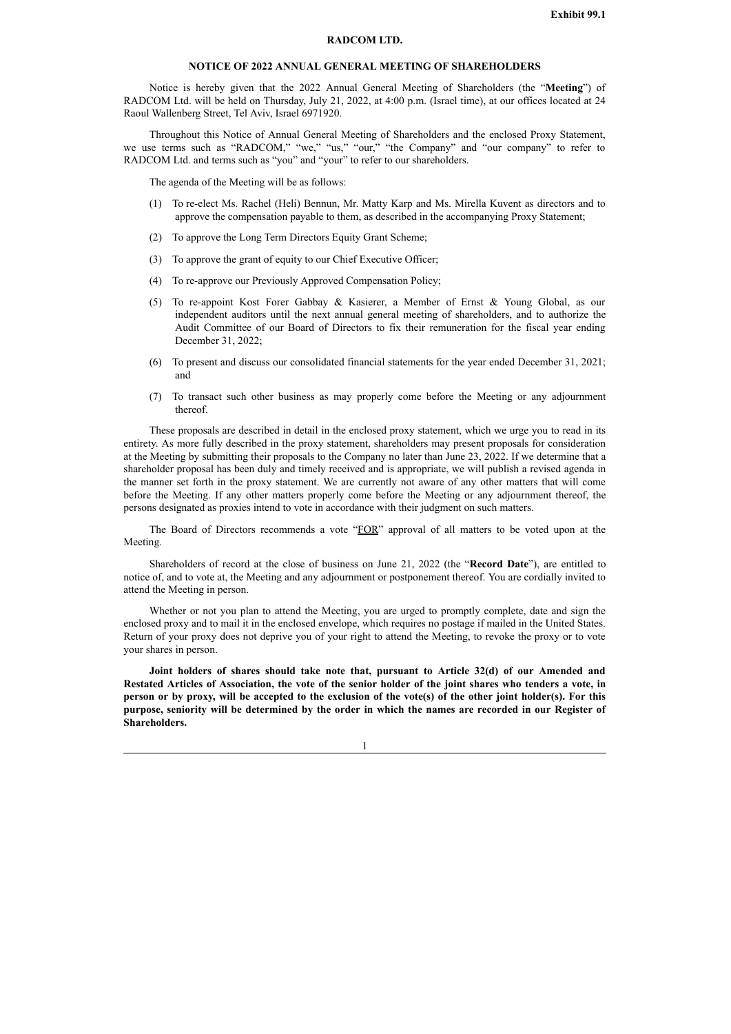**Exhibit 99.1**

**RADCOM LTD.**

**NOTICE OF 2022 ANNUAL GENERAL MEETING OF SHAREHOLDERS**

Notice is hereby given that the 2022 Annual General Meeting of Shareholders (the "**Meeting**") of RADCOM Ltd. will be held on Thursday, July 21, 2022, at 4:00 p.m. (Israel time), at our offices located at 24 Raoul Wallenberg Street, Tel Aviv, Israel 6971920.

Throughout this Notice of Annual General Meeting of Shareholders and the enclosed Proxy Statement, we use terms such as "RADCOM," "we," "us," "our," "the Company" and "our company" to refer to RADCOM Ltd. and terms such as "you" and "your" to refer to our shareholders.

The agenda of the Meeting will be as follows:

(1) To re-elect Ms. Rachel (Heli) Bennun, Mr. Matty Karp and Ms. Mirella Kuvent as directors and to approve the compensation payable to them, as described in the accompanying Proxy Statement;

(2) To approve the Long Term Directors Equity Grant Scheme;

(3) To approve the grant of equity to our Chief Executive Officer;

(4) To re-approve our Previously Approved Compensation Policy;

(5) To re-appoint Kost Forer Gabbay & Kasierer, a Member of Ernst & Young Global, as our independent auditors until the next annual general meeting of shareholders, and to authorize the Audit Committee of our Board of Directors to fix their remuneration for the fiscal year ending December 31, 2022;

(6) To present and discuss our consolidated financial statements for the year ended December 31, 2021; and

(7) To transact such other business as may properly come before the Meeting or any adjournment thereof.

These proposals are described in detail in the enclosed proxy statement, which we urge you to read in its entirety. As more fully described in the proxy statement, shareholders may present proposals for consideration at the Meeting by submitting their proposals to the Company no later than June 23, 2022. If we determine that a shareholder proposal has been duly and timely received and is appropriate, we will publish a revised agenda in the manner set forth in the proxy statement. We are currently not aware of any other matters that will come before the Meeting. If any other matters properly come before the Meeting or any adjournment thereof, the persons designated as proxies intend to vote in accordance with their judgment on such matters.

The Board of Directors recommends a vote "FOR" approval of all matters to be voted upon at the Meeting.

Shareholders of record at the close of business on June 21, 2022 (the "**Record Date**"), are entitled to notice of, and to vote at, the Meeting and any adjournment or postponement thereof. You are cordially invited to attend the Meeting in person.

Whether or not you plan to attend the Meeting, you are urged to promptly complete, date and sign the enclosed proxy and to mail it in the enclosed envelope, which requires no postage if mailed in the United States. Return of your proxy does not deprive you of your right to attend the Meeting, to revoke the proxy or to vote your shares in person.

**Joint holders of shares should take note that, pursuant to Article 32(d) of our Amended and Restated Articles of Association, the vote of the senior holder of the joint shares who tenders a vote, in person or by proxy, will be accepted to the exclusion of the vote(s) of the other joint holder(s). For this purpose, seniority will be determined by the order in which the names are recorded in our Register of Shareholders.**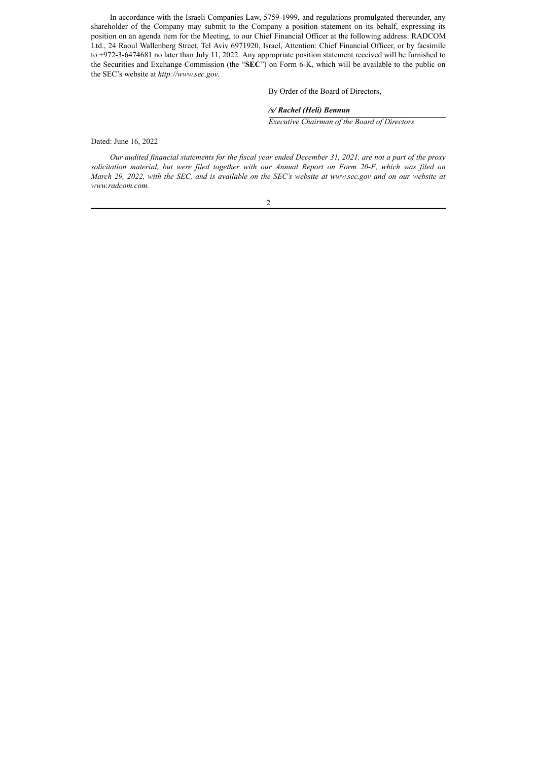In accordance with the Israeli Companies Law, 5759-1999, and regulations promulgated thereunder, any shareholder of the Company may submit to the Company a position statement on its behalf, expressing its position on an agenda item for the Meeting, to our Chief Financial Officer at the following address: RADCOM Ltd., 24 Raoul Wallenberg Street, Tel Aviv 6971920, Israel, Attention: Chief Financial Officer, or by facsimile to +972-3-6474681 no later than July 11, 2022. Any appropriate position statement received will be furnished to the Securities and Exchange Commission (the "**SEC**") on Form 6-K, which will be available to the public on the SEC's website at *http://www.sec.gov*.

By Order of the Board of Directors,

***/s/ Rachel (Heli) Bennun***

*Executive Chairman of the Board of Directors*

Dated: June 16, 2022

*Our audited financial statements for the fiscal year ended December 31, 2021, are not a part of the proxy solicitation material, but were filed together with our Annual Report on Form 20-F, which was filed on March 29, 2022, with the SEC, and is available on the SEC's website at www.sec.gov and on our website at www.radcom.com.*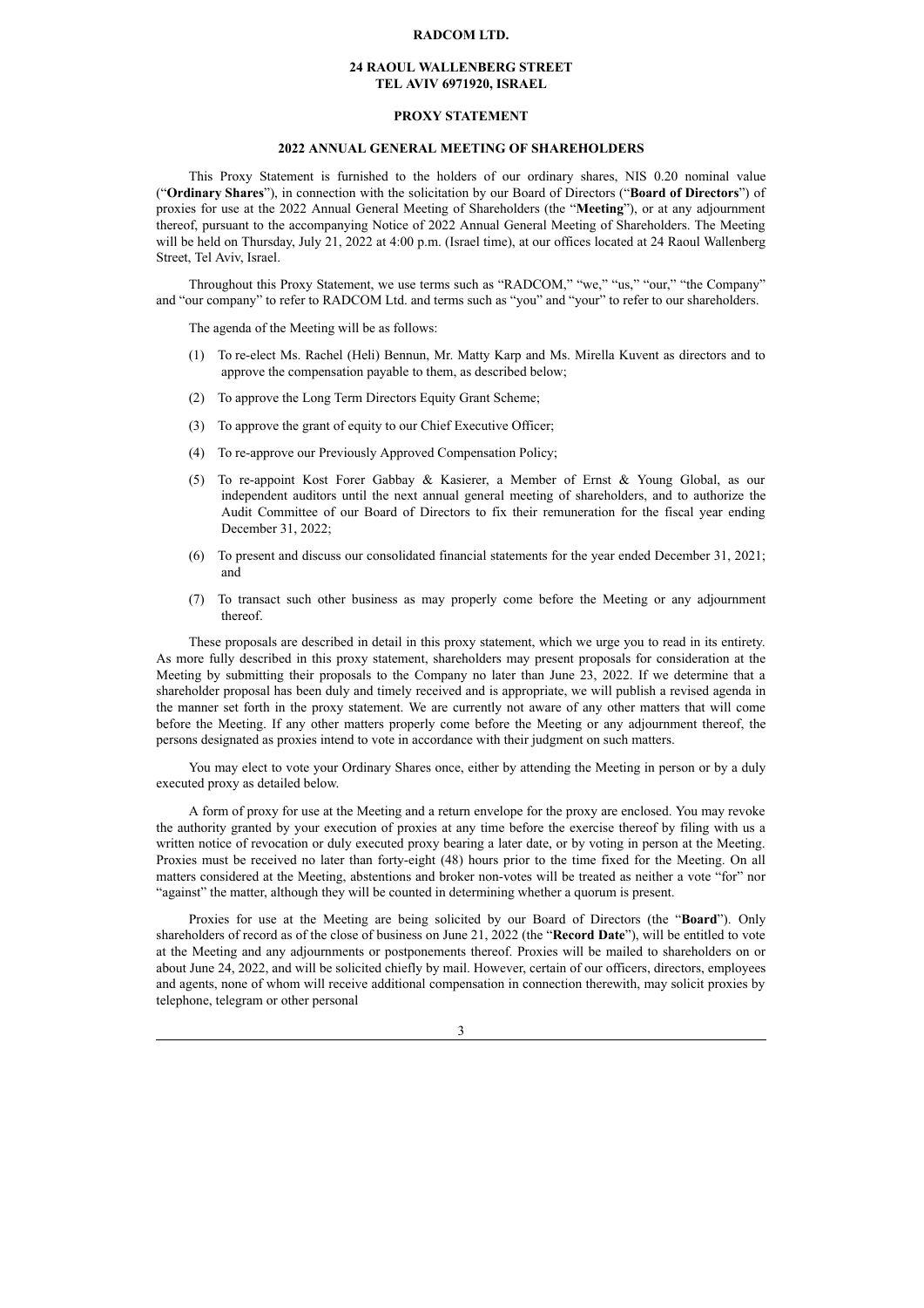**RADCOM LTD.**

**24 RAOUL WALLENBERG STREET**
**TEL AVIV 6971920, ISRAEL**

**PROXY STATEMENT**

**2022 ANNUAL GENERAL MEETING OF SHAREHOLDERS**

This Proxy Statement is furnished to the holders of our ordinary shares, NIS 0.20 nominal value ("**Ordinary Shares**"), in connection with the solicitation by our Board of Directors ("**Board of Directors**") of proxies for use at the 2022 Annual General Meeting of Shareholders (the "**Meeting**"), or at any adjournment thereof, pursuant to the accompanying Notice of 2022 Annual General Meeting of Shareholders. The Meeting will be held on Thursday, July 21, 2022 at 4:00 p.m. (Israel time), at our offices located at 24 Raoul Wallenberg Street, Tel Aviv, Israel.

Throughout this Proxy Statement, we use terms such as "RADCOM," "we," "us," "our," "the Company" and "our company" to refer to RADCOM Ltd. and terms such as "you" and "your" to refer to our shareholders.

The agenda of the Meeting will be as follows:

(1) To re-elect Ms. Rachel (Heli) Bennun, Mr. Matty Karp and Ms. Mirella Kuvent as directors and to approve the compensation payable to them, as described below;

(2) To approve the Long Term Directors Equity Grant Scheme;

(3) To approve the grant of equity to our Chief Executive Officer;

(4) To re-approve our Previously Approved Compensation Policy;

(5) To re-appoint Kost Forer Gabbay & Kasierer, a Member of Ernst & Young Global, as our independent auditors until the next annual general meeting of shareholders, and to authorize the Audit Committee of our Board of Directors to fix their remuneration for the fiscal year ending December 31, 2022;

(6) To present and discuss our consolidated financial statements for the year ended December 31, 2021; and

(7) To transact such other business as may properly come before the Meeting or any adjournment thereof.

These proposals are described in detail in this proxy statement, which we urge you to read in its entirety. As more fully described in this proxy statement, shareholders may present proposals for consideration at the Meeting by submitting their proposals to the Company no later than June 23, 2022. If we determine that a shareholder proposal has been duly and timely received and is appropriate, we will publish a revised agenda in the manner set forth in the proxy statement. We are currently not aware of any other matters that will come before the Meeting. If any other matters properly come before the Meeting or any adjournment thereof, the persons designated as proxies intend to vote in accordance with their judgment on such matters.

You may elect to vote your Ordinary Shares once, either by attending the Meeting in person or by a duly executed proxy as detailed below.

A form of proxy for use at the Meeting and a return envelope for the proxy are enclosed. You may revoke the authority granted by your execution of proxies at any time before the exercise thereof by filing with us a written notice of revocation or duly executed proxy bearing a later date, or by voting in person at the Meeting. Proxies must be received no later than forty-eight (48) hours prior to the time fixed for the Meeting. On all matters considered at the Meeting, abstentions and broker non-votes will be treated as neither a vote "for" nor "against" the matter, although they will be counted in determining whether a quorum is present.

Proxies for use at the Meeting are being solicited by our Board of Directors (the "**Board**"). Only shareholders of record as of the close of business on June 21, 2022 (the "**Record Date**"), will be entitled to vote at the Meeting and any adjournments or postponements thereof. Proxies will be mailed to shareholders on or about June 24, 2022, and will be solicited chiefly by mail. However, certain of our officers, directors, employees and agents, none of whom will receive additional compensation in connection therewith, may solicit proxies by telephone, telegram or other personal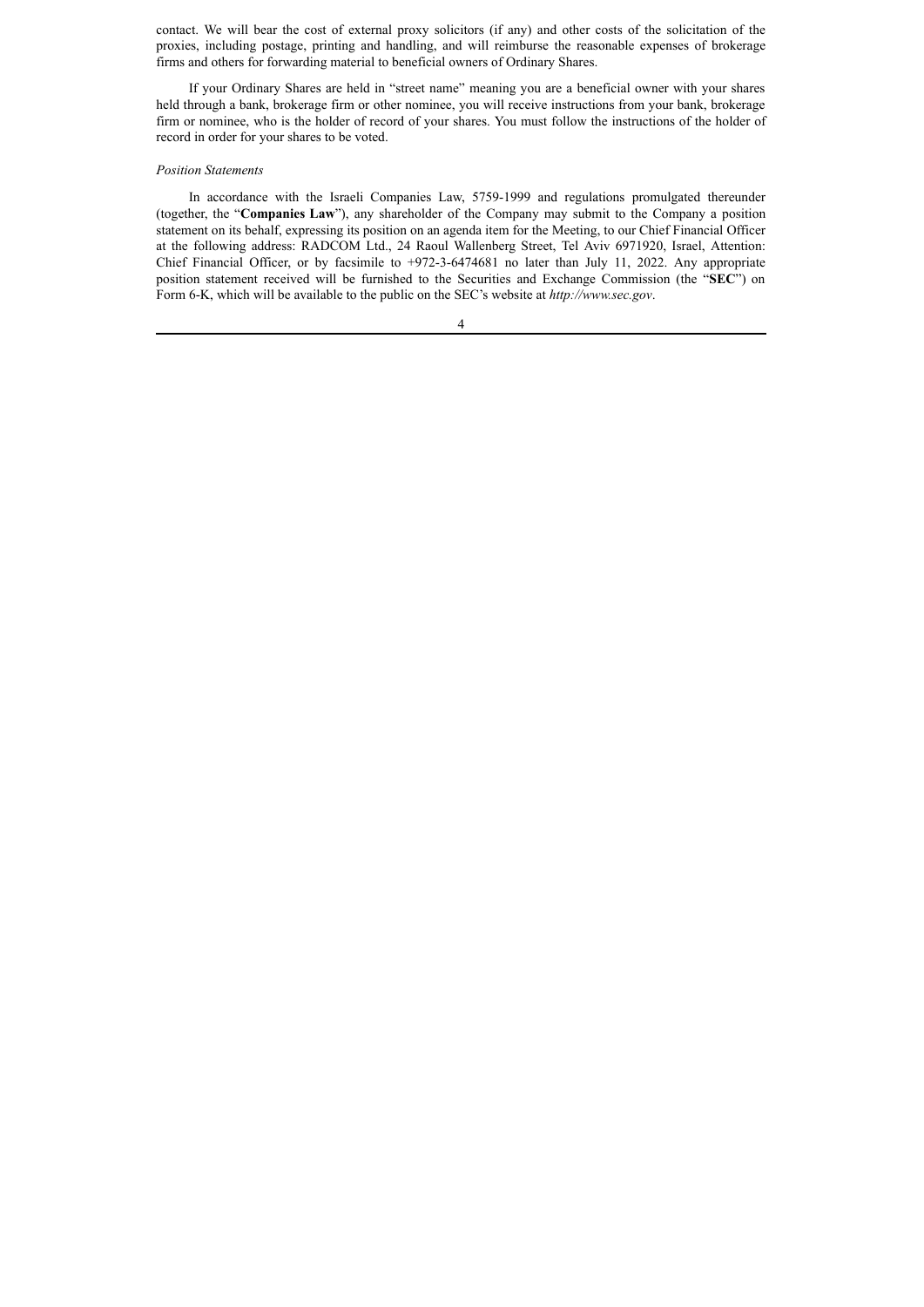contact. We will bear the cost of external proxy solicitors (if any) and other costs of the solicitation of the proxies, including postage, printing and handling, and will reimburse the reasonable expenses of brokerage firms and others for forwarding material to beneficial owners of Ordinary Shares.

If your Ordinary Shares are held in "street name" meaning you are a beneficial owner with your shares held through a bank, brokerage firm or other nominee, you will receive instructions from your bank, brokerage firm or nominee, who is the holder of record of your shares. You must follow the instructions of the holder of record in order for your shares to be voted.

*Position Statements*

In accordance with the Israeli Companies Law, 5759-1999 and regulations promulgated thereunder (together, the "**Companies Law**"), any shareholder of the Company may submit to the Company a position statement on its behalf, expressing its position on an agenda item for the Meeting, to our Chief Financial Officer at the following address: RADCOM Ltd., 24 Raoul Wallenberg Street, Tel Aviv 6971920, Israel, Attention: Chief Financial Officer, or by facsimile to +972-3-6474681 no later than July 11, 2022. Any appropriate position statement received will be furnished to the Securities and Exchange Commission (the "**SEC**") on Form 6-K, which will be available to the public on the SEC's website at *http://www.sec.gov*.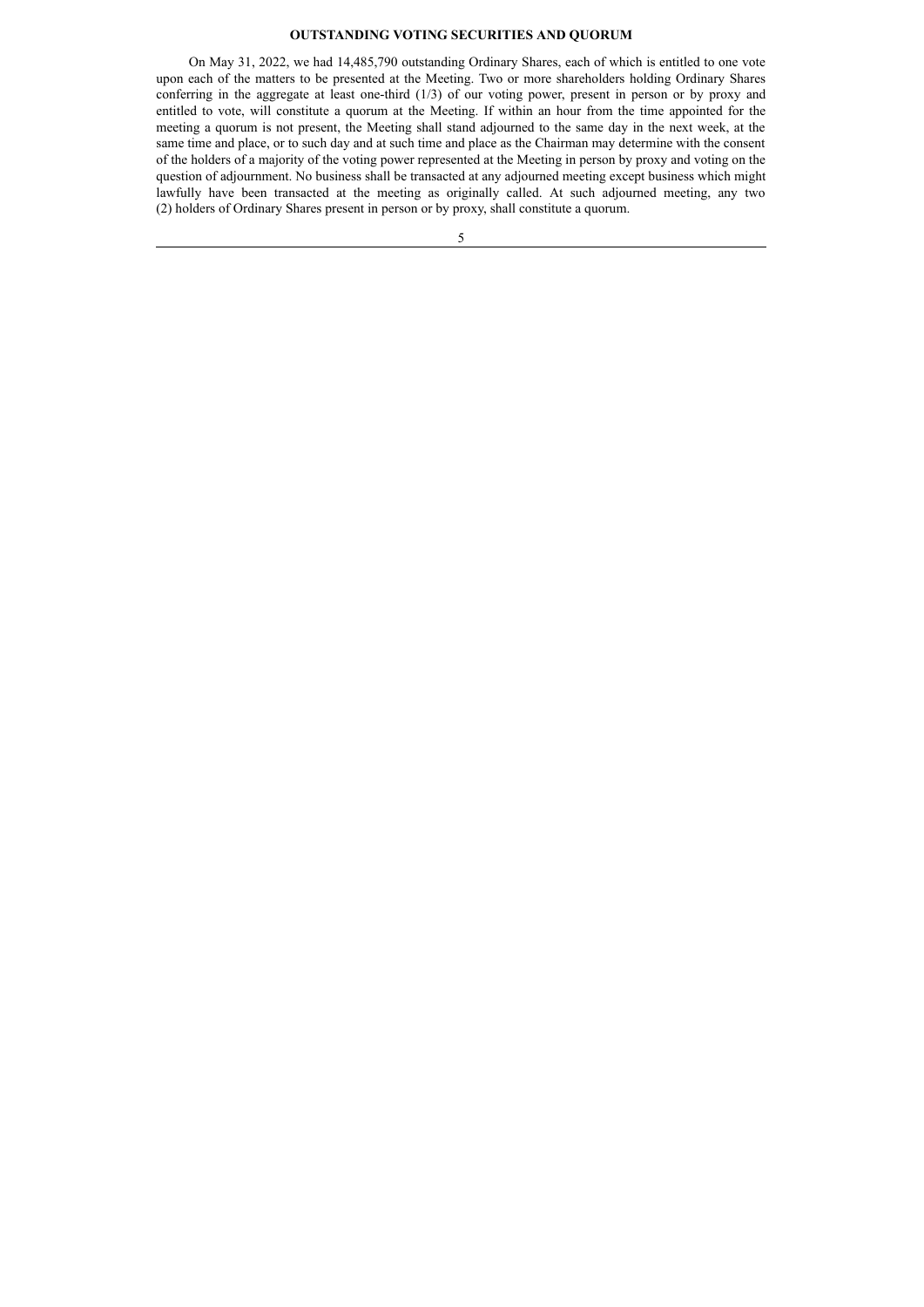## OUTSTANDING VOTING SECURITIES AND QUORUM

On May 31, 2022, we had 14,485,790 outstanding Ordinary Shares, each of which is entitled to one vote upon each of the matters to be presented at the Meeting. Two or more shareholders holding Ordinary Shares conferring in the aggregate at least one-third (1/3) of our voting power, present in person or by proxy and entitled to vote, will constitute a quorum at the Meeting. If within an hour from the time appointed for the meeting a quorum is not present, the Meeting shall stand adjourned to the same day in the next week, at the same time and place, or to such day and at such time and place as the Chairman may determine with the consent of the holders of a majority of the voting power represented at the Meeting in person by proxy and voting on the question of adjournment. No business shall be transacted at any adjourned meeting except business which might lawfully have been transacted at the meeting as originally called. At such adjourned meeting, any two (2) holders of Ordinary Shares present in person or by proxy, shall constitute a quorum.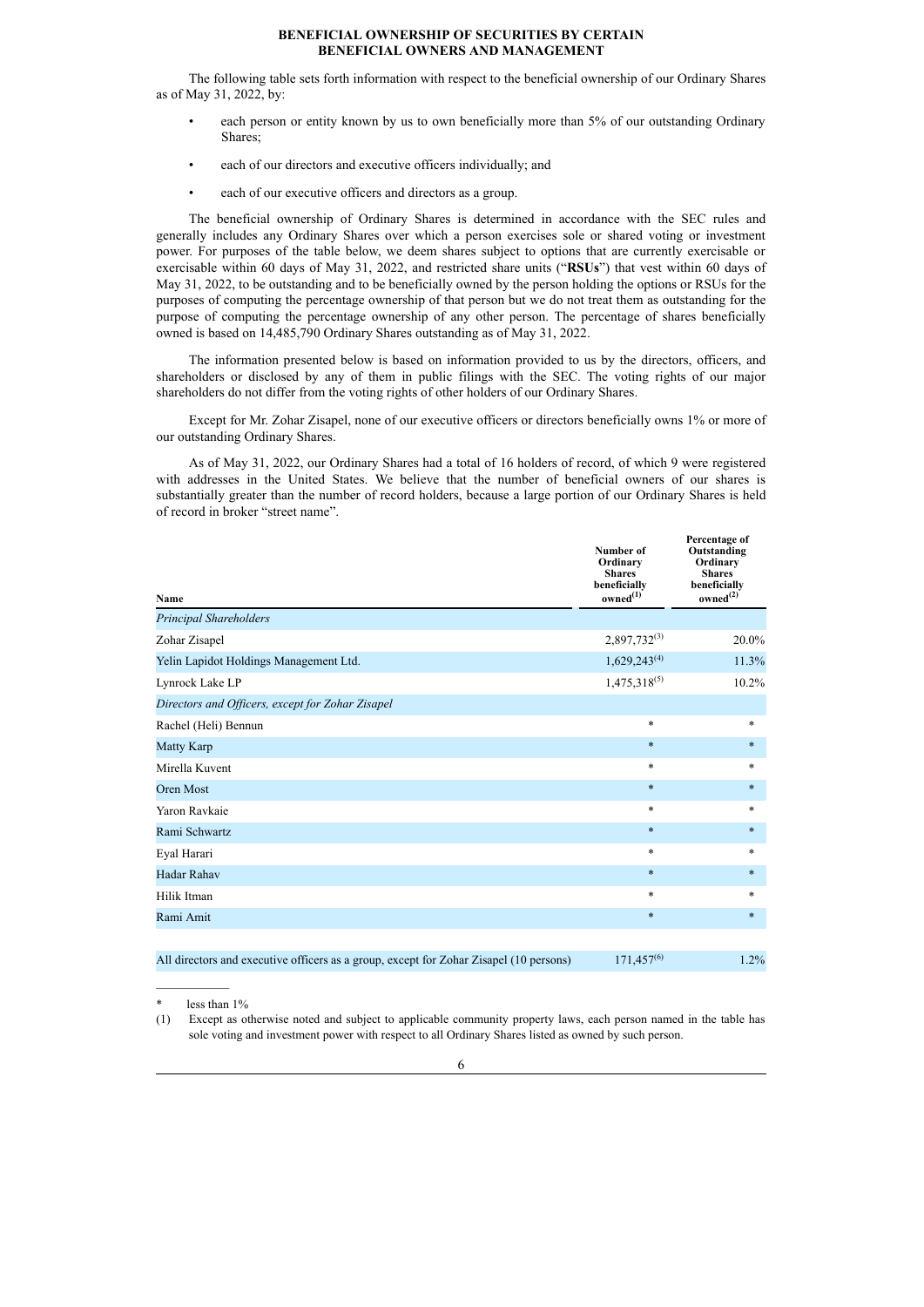## BENEFICIAL OWNERSHIP OF SECURITIES BY CERTAIN BENEFICIAL OWNERS AND MANAGEMENT

The following table sets forth information with respect to the beneficial ownership of our Ordinary Shares as of May 31, 2022, by:

- each person or entity known by us to own beneficially more than 5% of our outstanding Ordinary Shares;
- each of our directors and executive officers individually; and
- each of our executive officers and directors as a group.

The beneficial ownership of Ordinary Shares is determined in accordance with the SEC rules and generally includes any Ordinary Shares over which a person exercises sole or shared voting or investment power. For purposes of the table below, we deem shares subject to options that are currently exercisable or exercisable within 60 days of May 31, 2022, and restricted share units ("**RSUs**") that vest within 60 days of May 31, 2022, to be outstanding and to be beneficially owned by the person holding the options or RSUs for the purposes of computing the percentage ownership of that person but we do not treat them as outstanding for the purpose of computing the percentage ownership of any other person. The percentage of shares beneficially owned is based on 14,485,790 Ordinary Shares outstanding as of May 31, 2022.

The information presented below is based on information provided to us by the directors, officers, and shareholders or disclosed by any of them in public filings with the SEC. The voting rights of our major shareholders do not differ from the voting rights of other holders of our Ordinary Shares.

Except for Mr. Zohar Zisapel, none of our executive officers or directors beneficially owns 1% or more of our outstanding Ordinary Shares.

As of May 31, 2022, our Ordinary Shares had a total of 16 holders of record, of which 9 were registered with addresses in the United States. We believe that the number of beneficial owners of our shares is substantially greater than the number of record holders, because a large portion of our Ordinary Shares is held of record in broker "street name".

| Name | Number of Ordinary Shares beneficially owned[(1)] | Percentage of Outstanding Ordinary Shares beneficially owned[(2)] |
|---|---|---|
| *Principal Shareholders* | | |
| Zohar Zisapel | 2,897,732[(3)] | 20.0% |
| Yelin Lapidot Holdings Management Ltd. | 1,629,243[(4)] | 11.3% |
| Lynrock Lake LP | 1,475,318[(5)] | 10.2% |
| *Directors and Officers, except for Zohar Zisapel* | | |
| Rachel (Heli) Bennun | * | * |
| Matty Karp | * | * |
| Mirella Kuvent | * | * |
| Oren Most | * | * |
| Yaron Ravkaie | * | * |
| Rami Schwartz | * | * |
| Eyal Harari | * | * |
| Hadar Rahav | * | * |
| Hilik Itman | * | * |
| Rami Amit | * | * |
| All directors and executive officers as a group, except for Zohar Zisapel (10 persons) | 171,457[(6)] | 1.2% |

\* less than 1%

(1) Except as otherwise noted and subject to applicable community property laws, each person named in the table has sole voting and investment power with respect to all Ordinary Shares listed as owned by such person.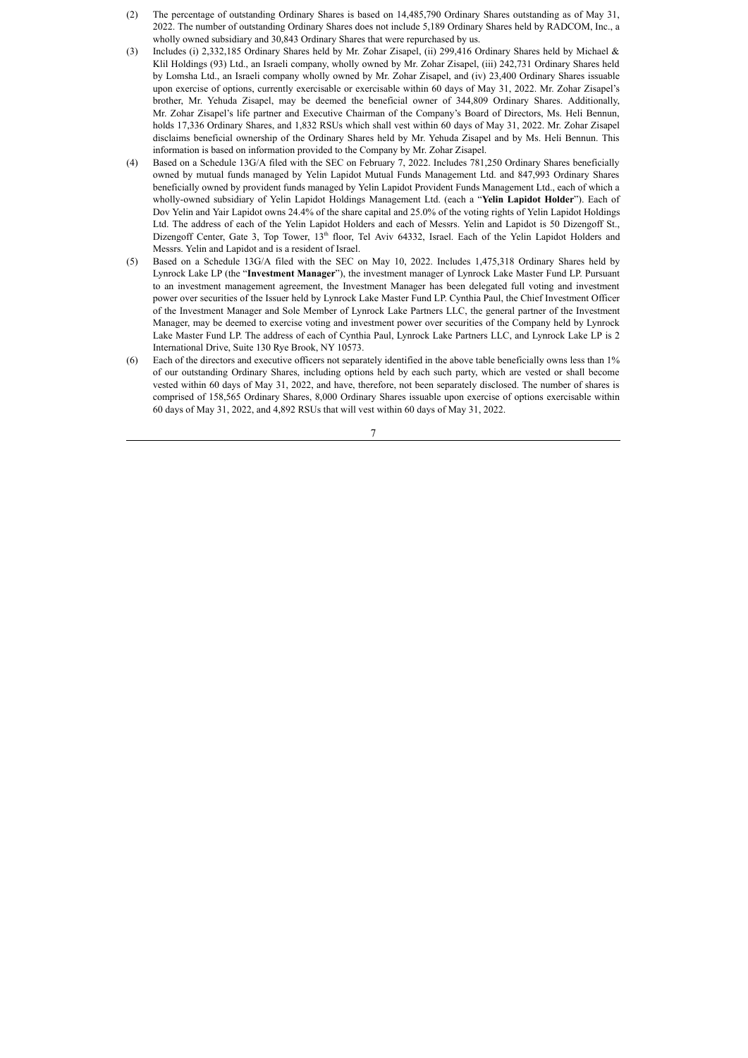(2) The percentage of outstanding Ordinary Shares is based on 14,485,790 Ordinary Shares outstanding as of May 31, 2022. The number of outstanding Ordinary Shares does not include 5,189 Ordinary Shares held by RADCOM, Inc., a wholly owned subsidiary and 30,843 Ordinary Shares that were repurchased by us.

(3) Includes (i) 2,332,185 Ordinary Shares held by Mr. Zohar Zisapel, (ii) 299,416 Ordinary Shares held by Michael & Klil Holdings (93) Ltd., an Israeli company, wholly owned by Mr. Zohar Zisapel, (iii) 242,731 Ordinary Shares held by Lomsha Ltd., an Israeli company wholly owned by Mr. Zohar Zisapel, and (iv) 23,400 Ordinary Shares issuable upon exercise of options, currently exercisable or exercisable within 60 days of May 31, 2022. Mr. Zohar Zisapel's brother, Mr. Yehuda Zisapel, may be deemed the beneficial owner of 344,809 Ordinary Shares. Additionally, Mr. Zohar Zisapel's life partner and Executive Chairman of the Company's Board of Directors, Ms. Heli Bennun, holds 17,336 Ordinary Shares, and 1,832 RSUs which shall vest within 60 days of May 31, 2022. Mr. Zohar Zisapel disclaims beneficial ownership of the Ordinary Shares held by Mr. Yehuda Zisapel and by Ms. Heli Bennun. This information is based on information provided to the Company by Mr. Zohar Zisapel.

(4) Based on a Schedule 13G/A filed with the SEC on February 7, 2022. Includes 781,250 Ordinary Shares beneficially owned by mutual funds managed by Yelin Lapidot Mutual Funds Management Ltd. and 847,993 Ordinary Shares beneficially owned by provident funds managed by Yelin Lapidot Provident Funds Management Ltd., each of which a wholly-owned subsidiary of Yelin Lapidot Holdings Management Ltd. (each a "**Yelin Lapidot Holder**"). Each of Dov Yelin and Yair Lapidot owns 24.4% of the share capital and 25.0% of the voting rights of Yelin Lapidot Holdings Ltd. The address of each of the Yelin Lapidot Holders and each of Messrs. Yelin and Lapidot is 50 Dizengoff St., Dizengoff Center, Gate 3, Top Tower, 13th floor, Tel Aviv 64332, Israel. Each of the Yelin Lapidot Holders and Messrs. Yelin and Lapidot and is a resident of Israel.

(5) Based on a Schedule 13G/A filed with the SEC on May 10, 2022. Includes 1,475,318 Ordinary Shares held by Lynrock Lake LP (the "**Investment Manager**"), the investment manager of Lynrock Lake Master Fund LP. Pursuant to an investment management agreement, the Investment Manager has been delegated full voting and investment power over securities of the Issuer held by Lynrock Lake Master Fund LP. Cynthia Paul, the Chief Investment Officer of the Investment Manager and Sole Member of Lynrock Lake Partners LLC, the general partner of the Investment Manager, may be deemed to exercise voting and investment power over securities of the Company held by Lynrock Lake Master Fund LP. The address of each of Cynthia Paul, Lynrock Lake Partners LLC, and Lynrock Lake LP is 2 International Drive, Suite 130 Rye Brook, NY 10573.

(6) Each of the directors and executive officers not separately identified in the above table beneficially owns less than 1% of our outstanding Ordinary Shares, including options held by each such party, which are vested or shall become vested within 60 days of May 31, 2022, and have, therefore, not been separately disclosed. The number of shares is comprised of 158,565 Ordinary Shares, 8,000 Ordinary Shares issuable upon exercise of options exercisable within 60 days of May 31, 2022, and 4,892 RSUs that will vest within 60 days of May 31, 2022.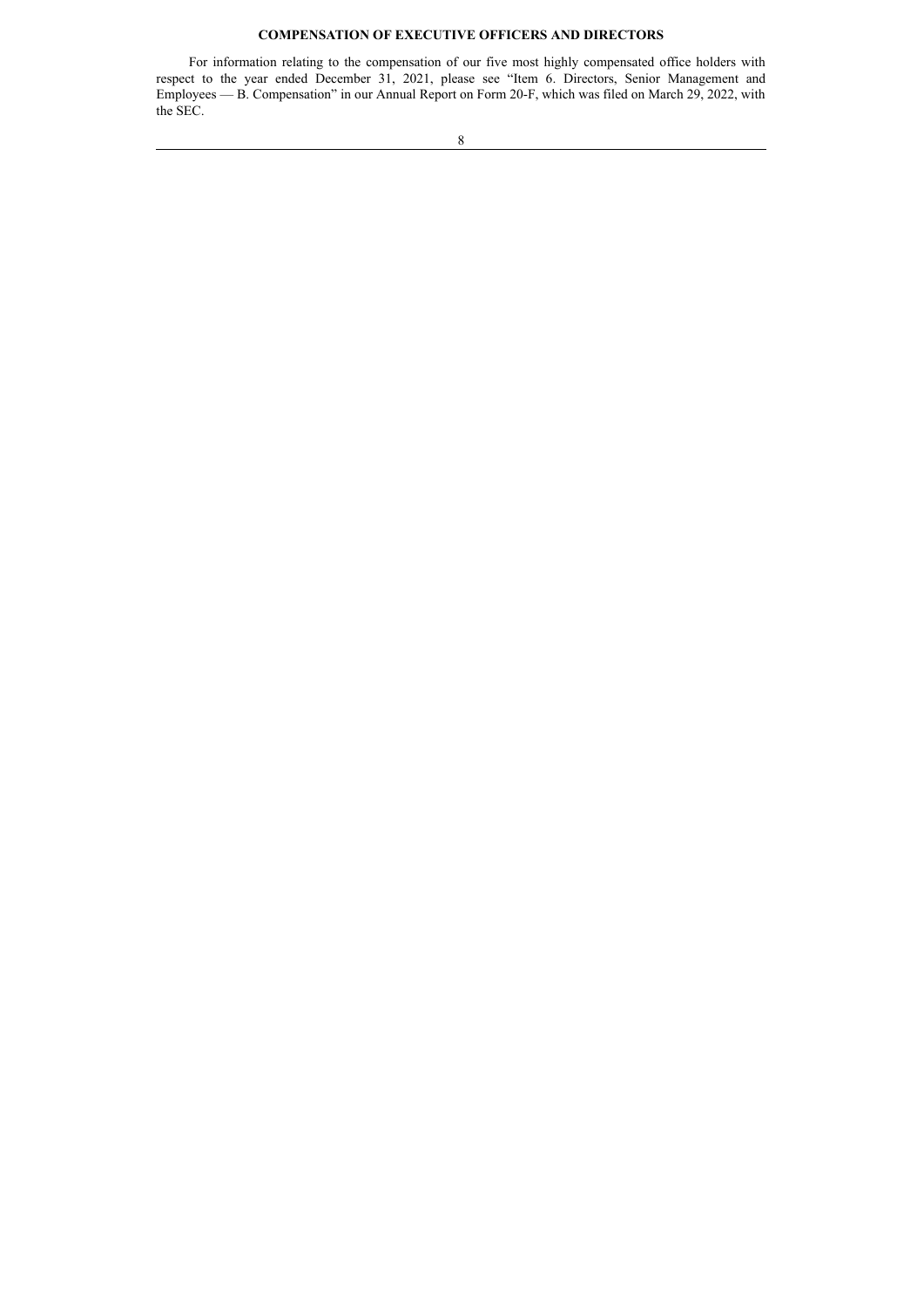## COMPENSATION OF EXECUTIVE OFFICERS AND DIRECTORS

For information relating to the compensation of our five most highly compensated office holders with respect to the year ended December 31, 2021, please see "Item 6. Directors, Senior Management and Employees — B. Compensation" in our Annual Report on Form 20-F, which was filed on March 29, 2022, with the SEC.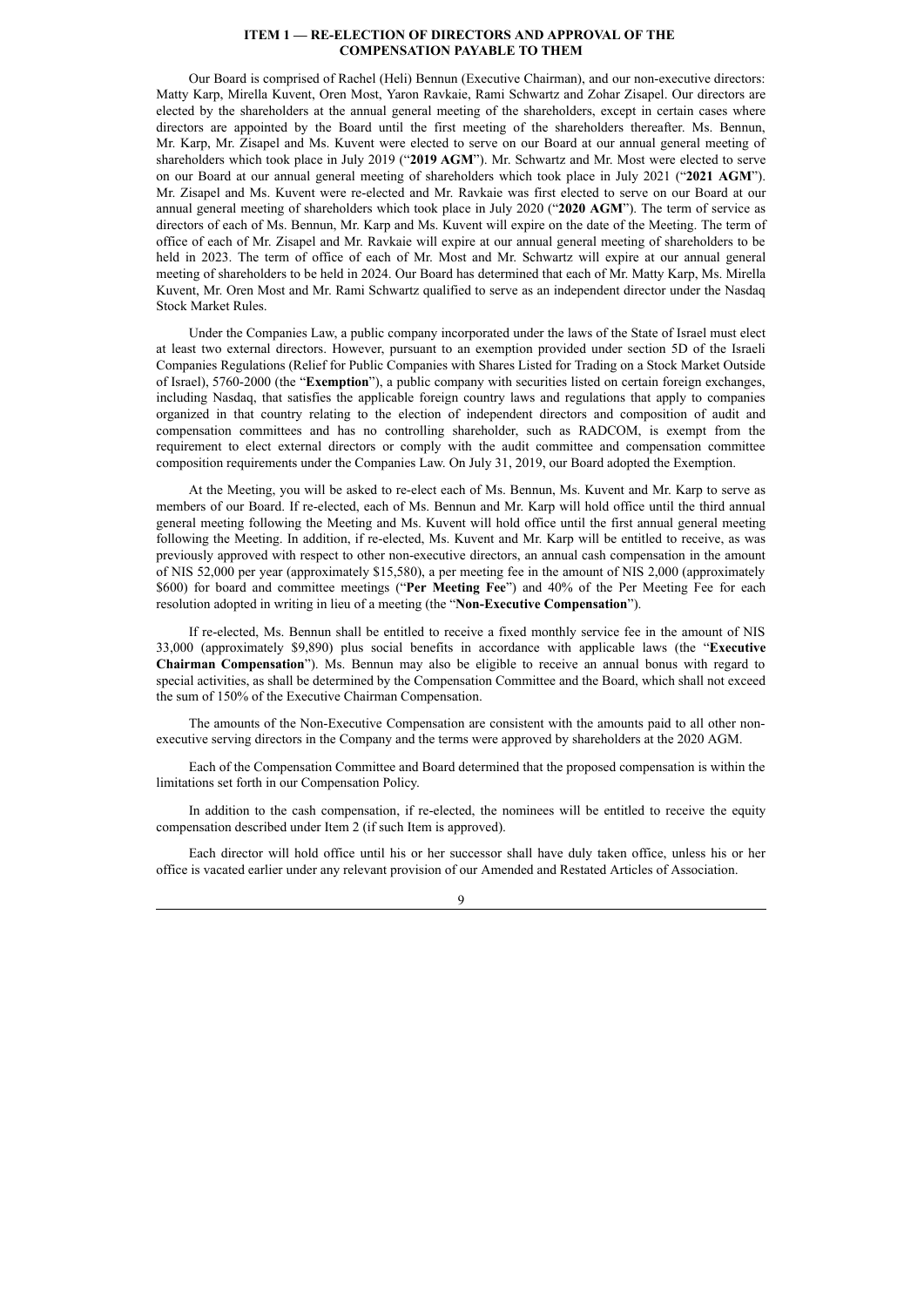## ITEM 1 — RE-ELECTION OF DIRECTORS AND APPROVAL OF THE COMPENSATION PAYABLE TO THEM

Our Board is comprised of Rachel (Heli) Bennun (Executive Chairman), and our non-executive directors: Matty Karp, Mirella Kuvent, Oren Most, Yaron Ravkaie, Rami Schwartz and Zohar Zisapel. Our directors are elected by the shareholders at the annual general meeting of the shareholders, except in certain cases where directors are appointed by the Board until the first meeting of the shareholders thereafter. Ms. Bennun, Mr. Karp, Mr. Zisapel and Ms. Kuvent were elected to serve on our Board at our annual general meeting of shareholders which took place in July 2019 ("**2019 AGM**"). Mr. Schwartz and Mr. Most were elected to serve on our Board at our annual general meeting of shareholders which took place in July 2021 ("**2021 AGM**"). Mr. Zisapel and Ms. Kuvent were re-elected and Mr. Ravkaie was first elected to serve on our Board at our annual general meeting of shareholders which took place in July 2020 ("**2020 AGM**"). The term of service as directors of each of Ms. Bennun, Mr. Karp and Ms. Kuvent will expire on the date of the Meeting. The term of office of each of Mr. Zisapel and Mr. Ravkaie will expire at our annual general meeting of shareholders to be held in 2023. The term of office of each of Mr. Most and Mr. Schwartz will expire at our annual general meeting of shareholders to be held in 2024. Our Board has determined that each of Mr. Matty Karp, Ms. Mirella Kuvent, Mr. Oren Most and Mr. Rami Schwartz qualified to serve as an independent director under the Nasdaq Stock Market Rules.

Under the Companies Law, a public company incorporated under the laws of the State of Israel must elect at least two external directors. However, pursuant to an exemption provided under section 5D of the Israeli Companies Regulations (Relief for Public Companies with Shares Listed for Trading on a Stock Market Outside of Israel), 5760-2000 (the "**Exemption**"), a public company with securities listed on certain foreign exchanges, including Nasdaq, that satisfies the applicable foreign country laws and regulations that apply to companies organized in that country relating to the election of independent directors and composition of audit and compensation committees and has no controlling shareholder, such as RADCOM, is exempt from the requirement to elect external directors or comply with the audit committee and compensation committee composition requirements under the Companies Law. On July 31, 2019, our Board adopted the Exemption.

At the Meeting, you will be asked to re-elect each of Ms. Bennun, Ms. Kuvent and Mr. Karp to serve as members of our Board. If re-elected, each of Ms. Bennun and Mr. Karp will hold office until the third annual general meeting following the Meeting and Ms. Kuvent will hold office until the first annual general meeting following the Meeting. In addition, if re-elected, Ms. Kuvent and Mr. Karp will be entitled to receive, as was previously approved with respect to other non-executive directors, an annual cash compensation in the amount of NIS 52,000 per year (approximately $15,580), a per meeting fee in the amount of NIS 2,000 (approximately $600) for board and committee meetings ("**Per Meeting Fee**") and 40% of the Per Meeting Fee for each resolution adopted in writing in lieu of a meeting (the "**Non-Executive Compensation**").

If re-elected, Ms. Bennun shall be entitled to receive a fixed monthly service fee in the amount of NIS 33,000 (approximately $9,890) plus social benefits in accordance with applicable laws (the "**Executive Chairman Compensation**"). Ms. Bennun may also be eligible to receive an annual bonus with regard to special activities, as shall be determined by the Compensation Committee and the Board, which shall not exceed the sum of 150% of the Executive Chairman Compensation.

The amounts of the Non-Executive Compensation are consistent with the amounts paid to all other non-executive serving directors in the Company and the terms were approved by shareholders at the 2020 AGM.

Each of the Compensation Committee and Board determined that the proposed compensation is within the limitations set forth in our Compensation Policy.

In addition to the cash compensation, if re-elected, the nominees will be entitled to receive the equity compensation described under Item 2 (if such Item is approved).

Each director will hold office until his or her successor shall have duly taken office, unless his or her office is vacated earlier under any relevant provision of our Amended and Restated Articles of Association.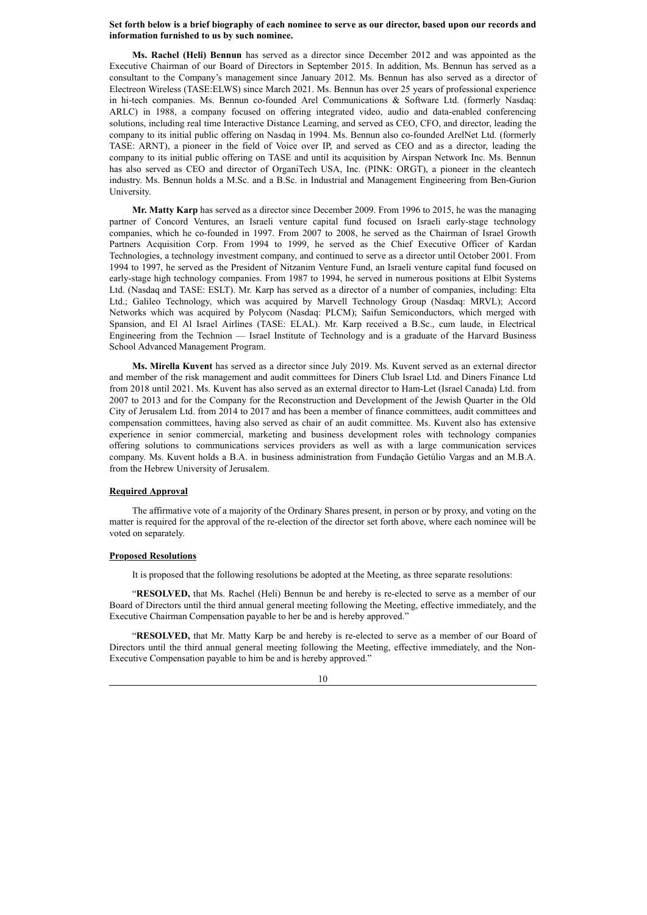**Set forth below is a brief biography of each nominee to serve as our director, based upon our records and information furnished to us by such nominee.**

**Ms. Rachel (Heli) Bennun** has served as a director since December 2012 and was appointed as the Executive Chairman of our Board of Directors in September 2015. In addition, Ms. Bennun has served as a consultant to the Company's management since January 2012. Ms. Bennun has also served as a director of Electreon Wireless (TASE:ELWS) since March 2021. Ms. Bennun has over 25 years of professional experience in hi-tech companies. Ms. Bennun co-founded Arel Communications & Software Ltd. (formerly Nasdaq: ARLC) in 1988, a company focused on offering integrated video, audio and data-enabled conferencing solutions, including real time Interactive Distance Learning, and served as CEO, CFO, and director, leading the company to its initial public offering on Nasdaq in 1994. Ms. Bennun also co-founded ArelNet Ltd. (formerly TASE: ARNT), a pioneer in the field of Voice over IP, and served as CEO and as a director, leading the company to its initial public offering on TASE and until its acquisition by Airspan Network Inc. Ms. Bennun has also served as CEO and director of OrganiTech USA, Inc. (PINK: ORGT), a pioneer in the cleantech industry. Ms. Bennun holds a M.Sc. and a B.Sc. in Industrial and Management Engineering from Ben-Gurion University.

**Mr. Matty Karp** has served as a director since December 2009. From 1996 to 2015, he was the managing partner of Concord Ventures, an Israeli venture capital fund focused on Israeli early-stage technology companies, which he co-founded in 1997. From 2007 to 2008, he served as the Chairman of Israel Growth Partners Acquisition Corp. From 1994 to 1999, he served as the Chief Executive Officer of Kardan Technologies, a technology investment company, and continued to serve as a director until October 2001. From 1994 to 1997, he served as the President of Nitzanim Venture Fund, an Israeli venture capital fund focused on early-stage high technology companies. From 1987 to 1994, he served in numerous positions at Elbit Systems Ltd. (Nasdaq and TASE: ESLT). Mr. Karp has served as a director of a number of companies, including: Elta Ltd.; Galileo Technology, which was acquired by Marvell Technology Group (Nasdaq: MRVL); Accord Networks which was acquired by Polycom (Nasdaq: PLCM); Saifun Semiconductors, which merged with Spansion, and El Al Israel Airlines (TASE: ELAL). Mr. Karp received a B.Sc., cum laude, in Electrical Engineering from the Technion — Israel Institute of Technology and is a graduate of the Harvard Business School Advanced Management Program.

**Ms. Mirella Kuvent** has served as a director since July 2019. Ms. Kuvent served as an external director and member of the risk management and audit committees for Diners Club Israel Ltd. and Diners Finance Ltd from 2018 until 2021. Ms. Kuvent has also served as an external director to Ham-Let (Israel Canada) Ltd. from 2007 to 2013 and for the Company for the Reconstruction and Development of the Jewish Quarter in the Old City of Jerusalem Ltd. from 2014 to 2017 and has been a member of finance committees, audit committees and compensation committees, having also served as chair of an audit committee. Ms. Kuvent also has extensive experience in senior commercial, marketing and business development roles with technology companies offering solutions to communications services providers as well as with a large communication services company. Ms. Kuvent holds a B.A. in business administration from Fundação Getúlio Vargas and an M.B.A. from the Hebrew University of Jerusalem.

**Required Approval**

The affirmative vote of a majority of the Ordinary Shares present, in person or by proxy, and voting on the matter is required for the approval of the re-election of the director set forth above, where each nominee will be voted on separately.

**Proposed Resolutions**

It is proposed that the following resolutions be adopted at the Meeting, as three separate resolutions:

"**RESOLVED,** that Ms. Rachel (Heli) Bennun be and hereby is re-elected to serve as a member of our Board of Directors until the third annual general meeting following the Meeting, effective immediately, and the Executive Chairman Compensation payable to her be and is hereby approved."

"**RESOLVED,** that Mr. Matty Karp be and hereby is re-elected to serve as a member of our Board of Directors until the third annual general meeting following the Meeting, effective immediately, and the Non-Executive Compensation payable to him be and is hereby approved."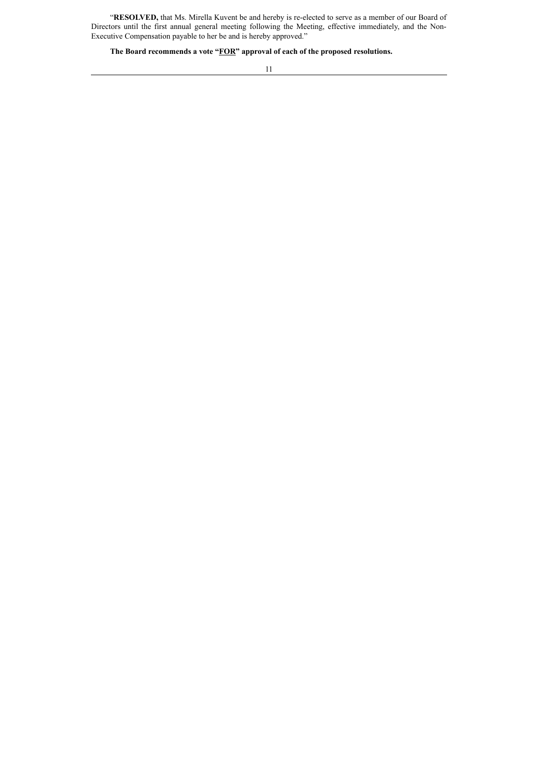"**RESOLVED,** that Ms. Mirella Kuvent be and hereby is re-elected to serve as a member of our Board of Directors until the first annual general meeting following the Meeting, effective immediately, and the Non-Executive Compensation payable to her be and is hereby approved."

**The Board recommends a vote "FOR" approval of each of the proposed resolutions.**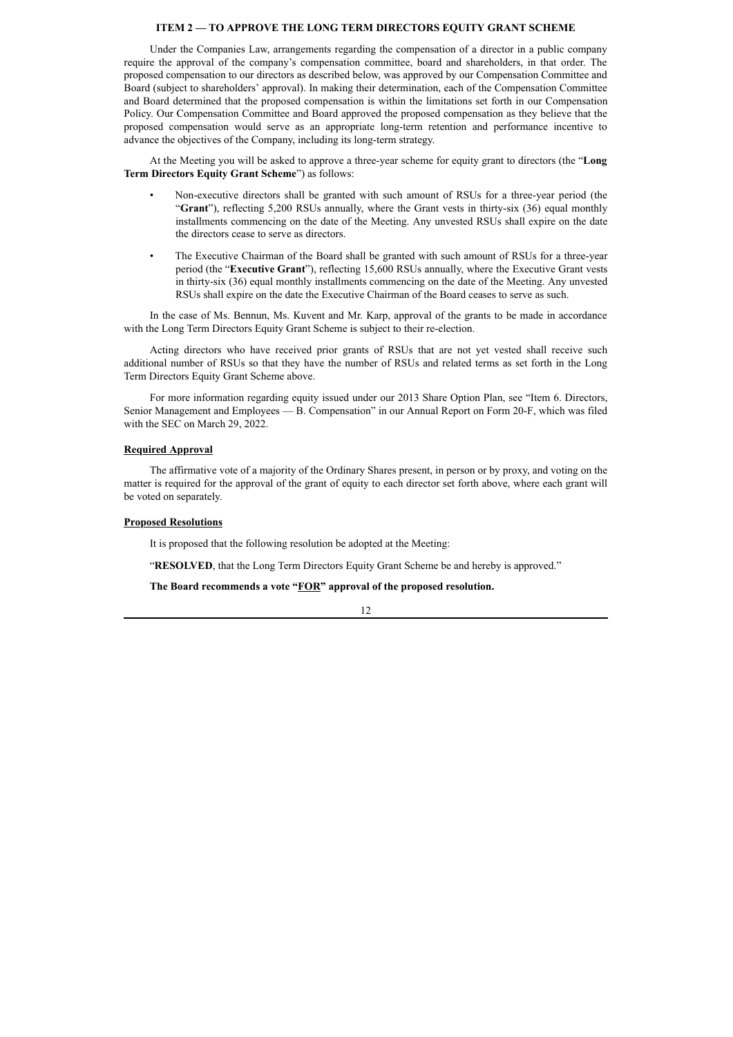## ITEM 2 — TO APPROVE THE LONG TERM DIRECTORS EQUITY GRANT SCHEME

Under the Companies Law, arrangements regarding the compensation of a director in a public company require the approval of the company's compensation committee, board and shareholders, in that order. The proposed compensation to our directors as described below, was approved by our Compensation Committee and Board (subject to shareholders' approval). In making their determination, each of the Compensation Committee and Board determined that the proposed compensation is within the limitations set forth in our Compensation Policy. Our Compensation Committee and Board approved the proposed compensation as they believe that the proposed compensation would serve as an appropriate long-term retention and performance incentive to advance the objectives of the Company, including its long-term strategy.

At the Meeting you will be asked to approve a three-year scheme for equity grant to directors (the "**Long Term Directors Equity Grant Scheme**") as follows:

- Non-executive directors shall be granted with such amount of RSUs for a three-year period (the "**Grant**"), reflecting 5,200 RSUs annually, where the Grant vests in thirty-six (36) equal monthly installments commencing on the date of the Meeting. Any unvested RSUs shall expire on the date the directors cease to serve as directors.
- The Executive Chairman of the Board shall be granted with such amount of RSUs for a three-year period (the "**Executive Grant**"), reflecting 15,600 RSUs annually, where the Executive Grant vests in thirty-six (36) equal monthly installments commencing on the date of the Meeting. Any unvested RSUs shall expire on the date the Executive Chairman of the Board ceases to serve as such.

In the case of Ms. Bennun, Ms. Kuvent and Mr. Karp, approval of the grants to be made in accordance with the Long Term Directors Equity Grant Scheme is subject to their re-election.

Acting directors who have received prior grants of RSUs that are not yet vested shall receive such additional number of RSUs so that they have the number of RSUs and related terms as set forth in the Long Term Directors Equity Grant Scheme above.

For more information regarding equity issued under our 2013 Share Option Plan, see "Item 6. Directors, Senior Management and Employees — B. Compensation" in our Annual Report on Form 20-F, which was filed with the SEC on March 29, 2022.

### Required Approval

The affirmative vote of a majority of the Ordinary Shares present, in person or by proxy, and voting on the matter is required for the approval of the grant of equity to each director set forth above, where each grant will be voted on separately.

### Proposed Resolutions

It is proposed that the following resolution be adopted at the Meeting:

"**RESOLVED**, that the Long Term Directors Equity Grant Scheme be and hereby is approved."

**The Board recommends a vote "FOR" approval of the proposed resolution.**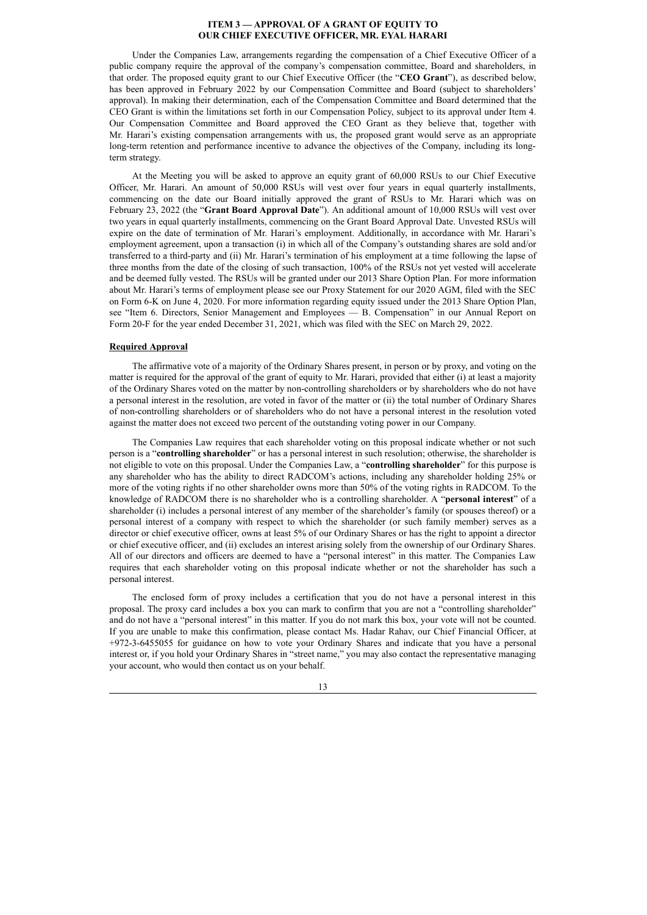# ITEM 3 — APPROVAL OF A GRANT OF EQUITY TO OUR CHIEF EXECUTIVE OFFICER, MR. EYAL HARARI

Under the Companies Law, arrangements regarding the compensation of a Chief Executive Officer of a public company require the approval of the company's compensation committee, Board and shareholders, in that order. The proposed equity grant to our Chief Executive Officer (the "**CEO Grant**"), as described below, has been approved in February 2022 by our Compensation Committee and Board (subject to shareholders' approval). In making their determination, each of the Compensation Committee and Board determined that the CEO Grant is within the limitations set forth in our Compensation Policy, subject to its approval under Item 4. Our Compensation Committee and Board approved the CEO Grant as they believe that, together with Mr. Harari's existing compensation arrangements with us, the proposed grant would serve as an appropriate long-term retention and performance incentive to advance the objectives of the Company, including its long-term strategy.

At the Meeting you will be asked to approve an equity grant of 60,000 RSUs to our Chief Executive Officer, Mr. Harari. An amount of 50,000 RSUs will vest over four years in equal quarterly installments, commencing on the date our Board initially approved the grant of RSUs to Mr. Harari which was on February 23, 2022 (the "**Grant Board Approval Date**"). An additional amount of 10,000 RSUs will vest over two years in equal quarterly installments, commencing on the Grant Board Approval Date. Unvested RSUs will expire on the date of termination of Mr. Harari's employment. Additionally, in accordance with Mr. Harari's employment agreement, upon a transaction (i) in which all of the Company's outstanding shares are sold and/or transferred to a third-party and (ii) Mr. Harari's termination of his employment at a time following the lapse of three months from the date of the closing of such transaction, 100% of the RSUs not yet vested will accelerate and be deemed fully vested. The RSUs will be granted under our 2013 Share Option Plan. For more information about Mr. Harari's terms of employment please see our Proxy Statement for our 2020 AGM, filed with the SEC on Form 6-K on June 4, 2020. For more information regarding equity issued under the 2013 Share Option Plan, see "Item 6. Directors, Senior Management and Employees — B. Compensation" in our Annual Report on Form 20-F for the year ended December 31, 2021, which was filed with the SEC on March 29, 2022.

## Required Approval

The affirmative vote of a majority of the Ordinary Shares present, in person or by proxy, and voting on the matter is required for the approval of the grant of equity to Mr. Harari, provided that either (i) at least a majority of the Ordinary Shares voted on the matter by non-controlling shareholders or by shareholders who do not have a personal interest in the resolution, are voted in favor of the matter or (ii) the total number of Ordinary Shares of non-controlling shareholders or of shareholders who do not have a personal interest in the resolution voted against the matter does not exceed two percent of the outstanding voting power in our Company.

The Companies Law requires that each shareholder voting on this proposal indicate whether or not such person is a "**controlling shareholder**" or has a personal interest in such resolution; otherwise, the shareholder is not eligible to vote on this proposal. Under the Companies Law, a "**controlling shareholder**" for this purpose is any shareholder who has the ability to direct RADCOM's actions, including any shareholder holding 25% or more of the voting rights if no other shareholder owns more than 50% of the voting rights in RADCOM. To the knowledge of RADCOM there is no shareholder who is a controlling shareholder. A "**personal interest**" of a shareholder (i) includes a personal interest of any member of the shareholder's family (or spouses thereof) or a personal interest of a company with respect to which the shareholder (or such family member) serves as a director or chief executive officer, owns at least 5% of our Ordinary Shares or has the right to appoint a director or chief executive officer, and (ii) excludes an interest arising solely from the ownership of our Ordinary Shares. All of our directors and officers are deemed to have a "personal interest" in this matter. The Companies Law requires that each shareholder voting on this proposal indicate whether or not the shareholder has such a personal interest.

The enclosed form of proxy includes a certification that you do not have a personal interest in this proposal. The proxy card includes a box you can mark to confirm that you are not a "controlling shareholder" and do not have a "personal interest" in this matter. If you do not mark this box, your vote will not be counted. If you are unable to make this confirmation, please contact Ms. Hadar Rahav, our Chief Financial Officer, at +972-3-6455055 for guidance on how to vote your Ordinary Shares and indicate that you have a personal interest or, if you hold your Ordinary Shares in "street name," you may also contact the representative managing your account, who would then contact us on your behalf.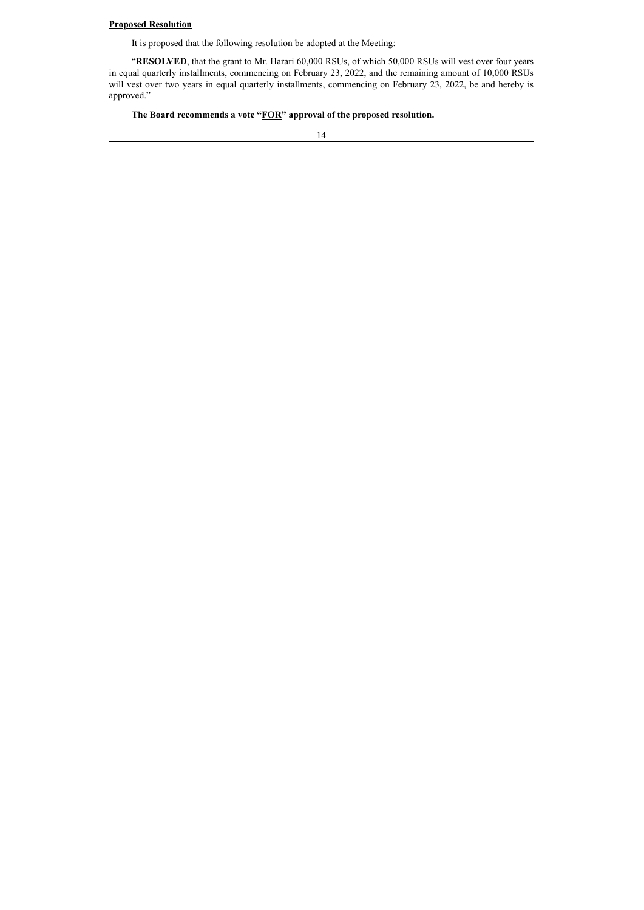**Proposed Resolution**

It is proposed that the following resolution be adopted at the Meeting:

"**RESOLVED**, that the grant to Mr. Harari 60,000 RSUs, of which 50,000 RSUs will vest over four years in equal quarterly installments, commencing on February 23, 2022, and the remaining amount of 10,000 RSUs will vest over two years in equal quarterly installments, commencing on February 23, 2022, be and hereby is approved."

**The Board recommends a vote "FOR" approval of the proposed resolution.**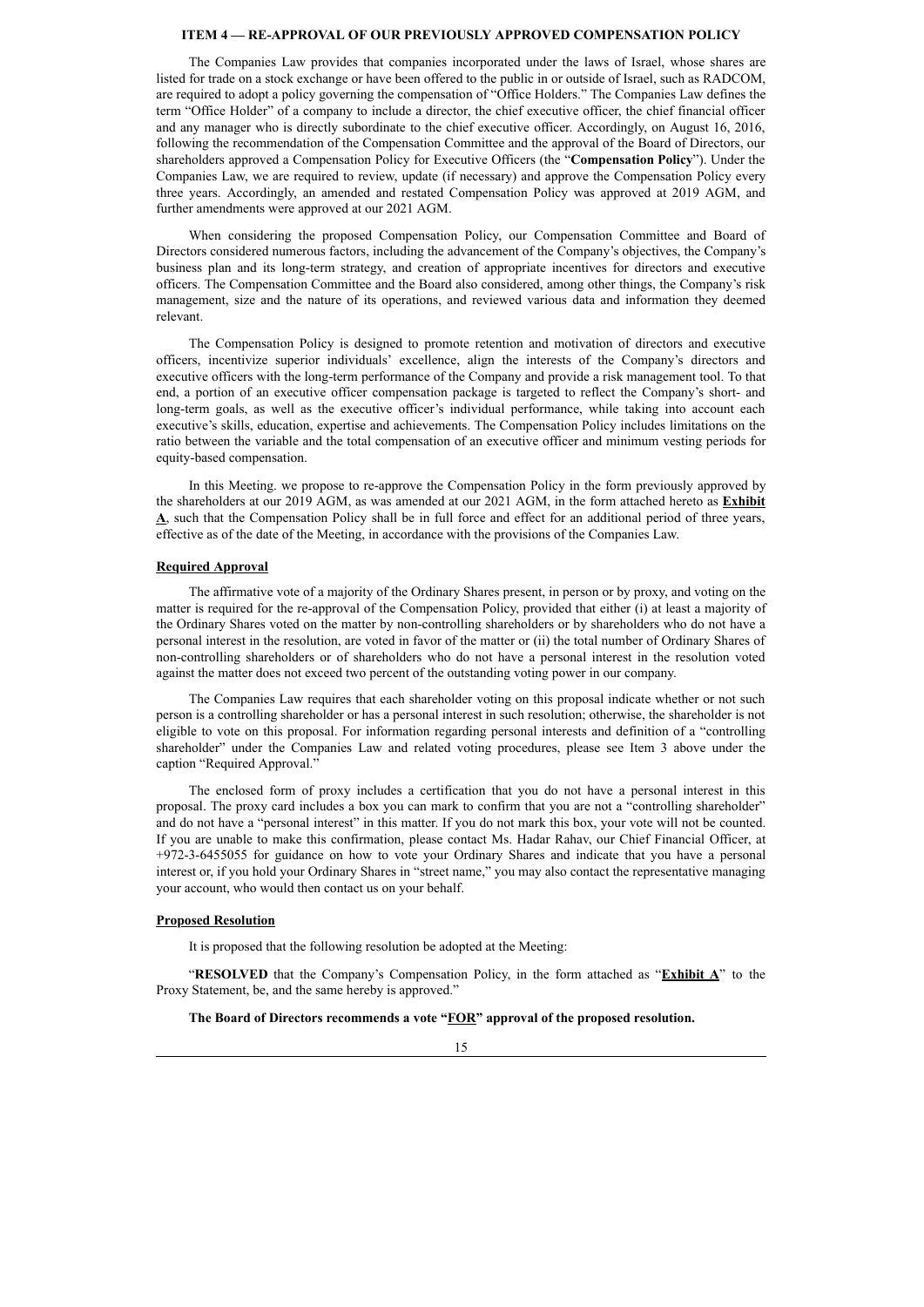## ITEM 4 — RE-APPROVAL OF OUR PREVIOUSLY APPROVED COMPENSATION POLICY

The Companies Law provides that companies incorporated under the laws of Israel, whose shares are listed for trade on a stock exchange or have been offered to the public in or outside of Israel, such as RADCOM, are required to adopt a policy governing the compensation of "Office Holders." The Companies Law defines the term "Office Holder" of a company to include a director, the chief executive officer, the chief financial officer and any manager who is directly subordinate to the chief executive officer. Accordingly, on August 16, 2016, following the recommendation of the Compensation Committee and the approval of the Board of Directors, our shareholders approved a Compensation Policy for Executive Officers (the "**Compensation Policy**"). Under the Companies Law, we are required to review, update (if necessary) and approve the Compensation Policy every three years. Accordingly, an amended and restated Compensation Policy was approved at 2019 AGM, and further amendments were approved at our 2021 AGM.

When considering the proposed Compensation Policy, our Compensation Committee and Board of Directors considered numerous factors, including the advancement of the Company's objectives, the Company's business plan and its long-term strategy, and creation of appropriate incentives for directors and executive officers. The Compensation Committee and the Board also considered, among other things, the Company's risk management, size and the nature of its operations, and reviewed various data and information they deemed relevant.

The Compensation Policy is designed to promote retention and motivation of directors and executive officers, incentivize superior individuals' excellence, align the interests of the Company's directors and executive officers with the long-term performance of the Company and provide a risk management tool. To that end, a portion of an executive officer compensation package is targeted to reflect the Company's short- and long-term goals, as well as the executive officer's individual performance, while taking into account each executive's skills, education, expertise and achievements. The Compensation Policy includes limitations on the ratio between the variable and the total compensation of an executive officer and minimum vesting periods for equity-based compensation.

In this Meeting. we propose to re-approve the Compensation Policy in the form previously approved by the shareholders at our 2019 AGM, as was amended at our 2021 AGM, in the form attached hereto as **Exhibit A**, such that the Compensation Policy shall be in full force and effect for an additional period of three years, effective as of the date of the Meeting, in accordance with the provisions of the Companies Law.

**Required Approval**

The affirmative vote of a majority of the Ordinary Shares present, in person or by proxy, and voting on the matter is required for the re-approval of the Compensation Policy, provided that either (i) at least a majority of the Ordinary Shares voted on the matter by non-controlling shareholders or by shareholders who do not have a personal interest in the resolution, are voted in favor of the matter or (ii) the total number of Ordinary Shares of non-controlling shareholders or of shareholders who do not have a personal interest in the resolution voted against the matter does not exceed two percent of the outstanding voting power in our company.

The Companies Law requires that each shareholder voting on this proposal indicate whether or not such person is a controlling shareholder or has a personal interest in such resolution; otherwise, the shareholder is not eligible to vote on this proposal. For information regarding personal interests and definition of a "controlling shareholder" under the Companies Law and related voting procedures, please see Item 3 above under the caption "Required Approval."

The enclosed form of proxy includes a certification that you do not have a personal interest in this proposal. The proxy card includes a box you can mark to confirm that you are not a "controlling shareholder" and do not have a "personal interest" in this matter. If you do not mark this box, your vote will not be counted. If you are unable to make this confirmation, please contact Ms. Hadar Rahav, our Chief Financial Officer, at +972-3-6455055 for guidance on how to vote your Ordinary Shares and indicate that you have a personal interest or, if you hold your Ordinary Shares in "street name," you may also contact the representative managing your account, who would then contact us on your behalf.

**Proposed Resolution**

It is proposed that the following resolution be adopted at the Meeting:

"**RESOLVED** that the Company's Compensation Policy, in the form attached as "**Exhibit A**" to the Proxy Statement, be, and the same hereby is approved."

**The Board of Directors recommends a vote "FOR" approval of the proposed resolution.**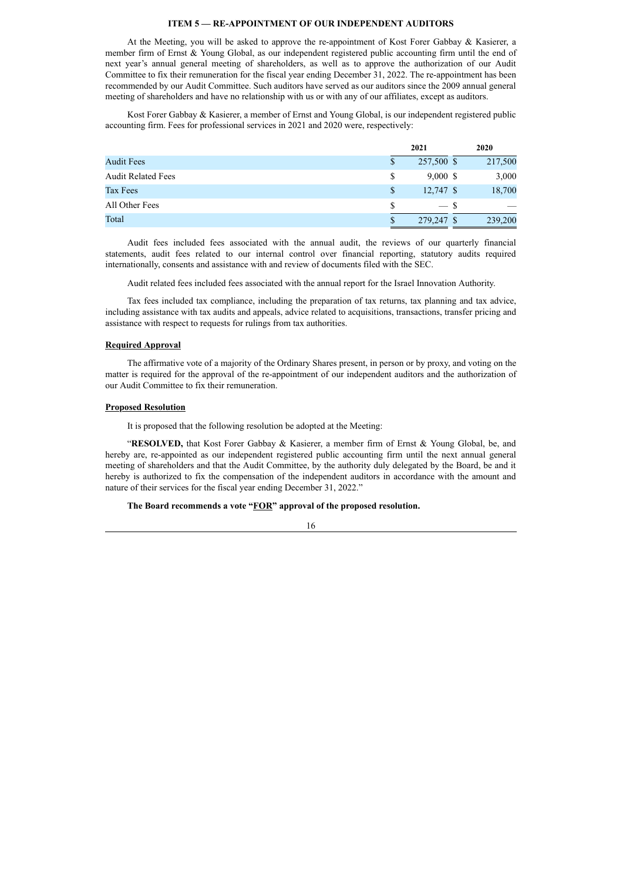## ITEM 5 — RE-APPOINTMENT OF OUR INDEPENDENT AUDITORS

At the Meeting, you will be asked to approve the re-appointment of Kost Forer Gabbay & Kasierer, a member firm of Ernst & Young Global, as our independent registered public accounting firm until the end of next year's annual general meeting of shareholders, as well as to approve the authorization of our Audit Committee to fix their remuneration for the fiscal year ending December 31, 2022. The re-appointment has been recommended by our Audit Committee. Such auditors have served as our auditors since the 2009 annual general meeting of shareholders and have no relationship with us or with any of our affiliates, except as auditors.

Kost Forer Gabbay & Kasierer, a member of Ernst and Young Global, is our independent registered public accounting firm. Fees for professional services in 2021 and 2020 were, respectively:

| | 2021 | 2020 |
|---|---|---|
| Audit Fees | $ 257,500 | $ 217,500 |
| Audit Related Fees | $ 9,000 | $ 3,000 |
| Tax Fees | $ 12,747 | $ 18,700 |
| All Other Fees | $ — | $ — |
| Total | $ 279,247 | $ 239,200 |

Audit fees included fees associated with the annual audit, the reviews of our quarterly financial statements, audit fees related to our internal control over financial reporting, statutory audits required internationally, consents and assistance with and review of documents filed with the SEC.

Audit related fees included fees associated with the annual report for the Israel Innovation Authority.

Tax fees included tax compliance, including the preparation of tax returns, tax planning and tax advice, including assistance with tax audits and appeals, advice related to acquisitions, transactions, transfer pricing and assistance with respect to requests for rulings from tax authorities.

**Required Approval**

The affirmative vote of a majority of the Ordinary Shares present, in person or by proxy, and voting on the matter is required for the approval of the re-appointment of our independent auditors and the authorization of our Audit Committee to fix their remuneration.

**Proposed Resolution**

It is proposed that the following resolution be adopted at the Meeting:

"**RESOLVED,** that Kost Forer Gabbay & Kasierer, a member firm of Ernst & Young Global, be, and hereby are, re-appointed as our independent registered public accounting firm until the next annual general meeting of shareholders and that the Audit Committee, by the authority duly delegated by the Board, be and it hereby is authorized to fix the compensation of the independent auditors in accordance with the amount and nature of their services for the fiscal year ending December 31, 2022."

**The Board recommends a vote "FOR" approval of the proposed resolution.**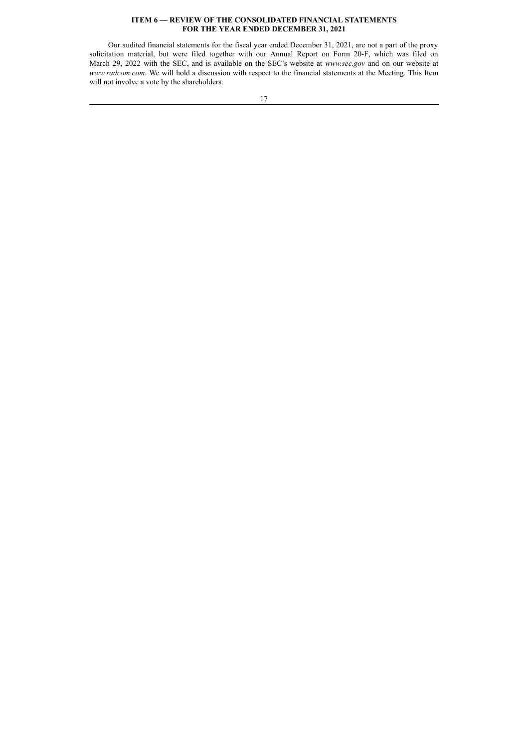## ITEM 6 — REVIEW OF THE CONSOLIDATED FINANCIAL STATEMENTS FOR THE YEAR ENDED DECEMBER 31, 2021

Our audited financial statements for the fiscal year ended December 31, 2021, are not a part of the proxy solicitation material, but were filed together with our Annual Report on Form 20-F, which was filed on March 29, 2022 with the SEC, and is available on the SEC's website at *www.sec.gov* and on our website at *www.radcom.com*. We will hold a discussion with respect to the financial statements at the Meeting. This Item will not involve a vote by the shareholders.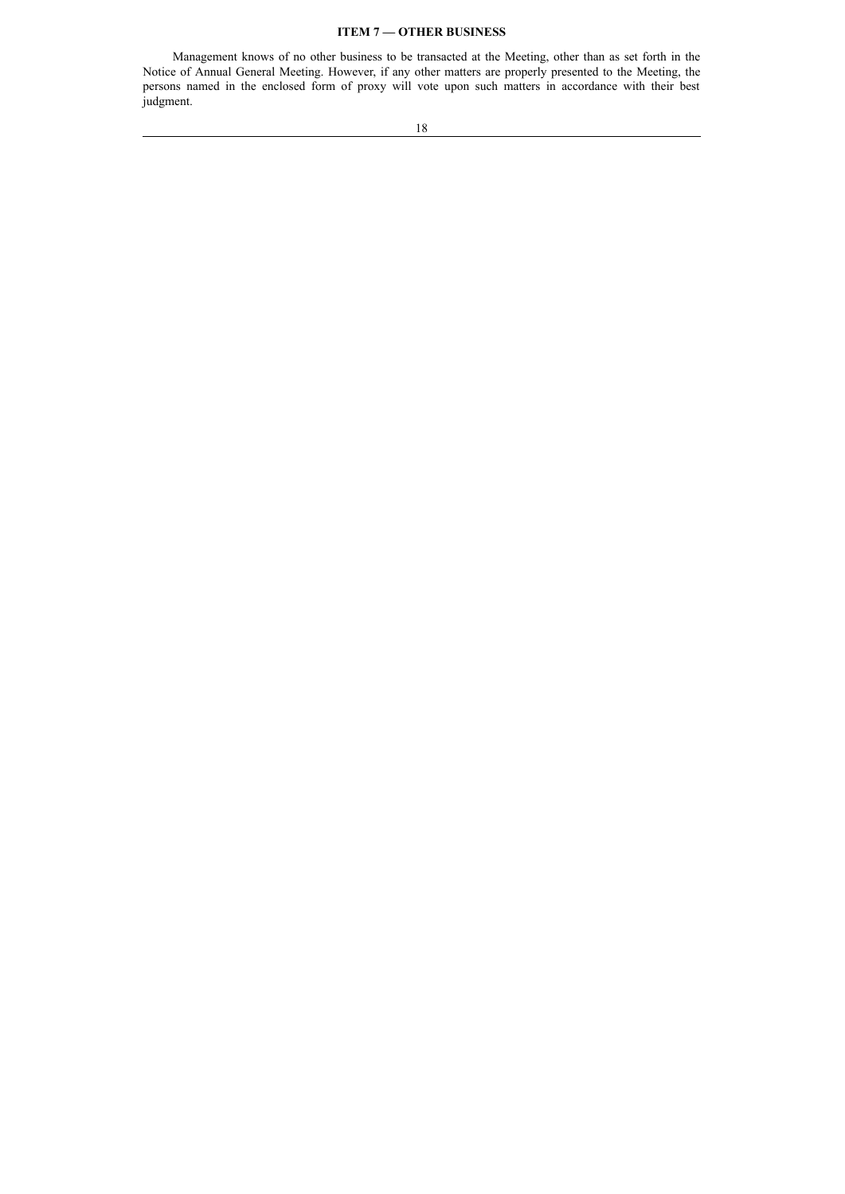## ITEM 7 — OTHER BUSINESS

Management knows of no other business to be transacted at the Meeting, other than as set forth in the Notice of Annual General Meeting. However, if any other matters are properly presented to the Meeting, the persons named in the enclosed form of proxy will vote upon such matters in accordance with their best judgment.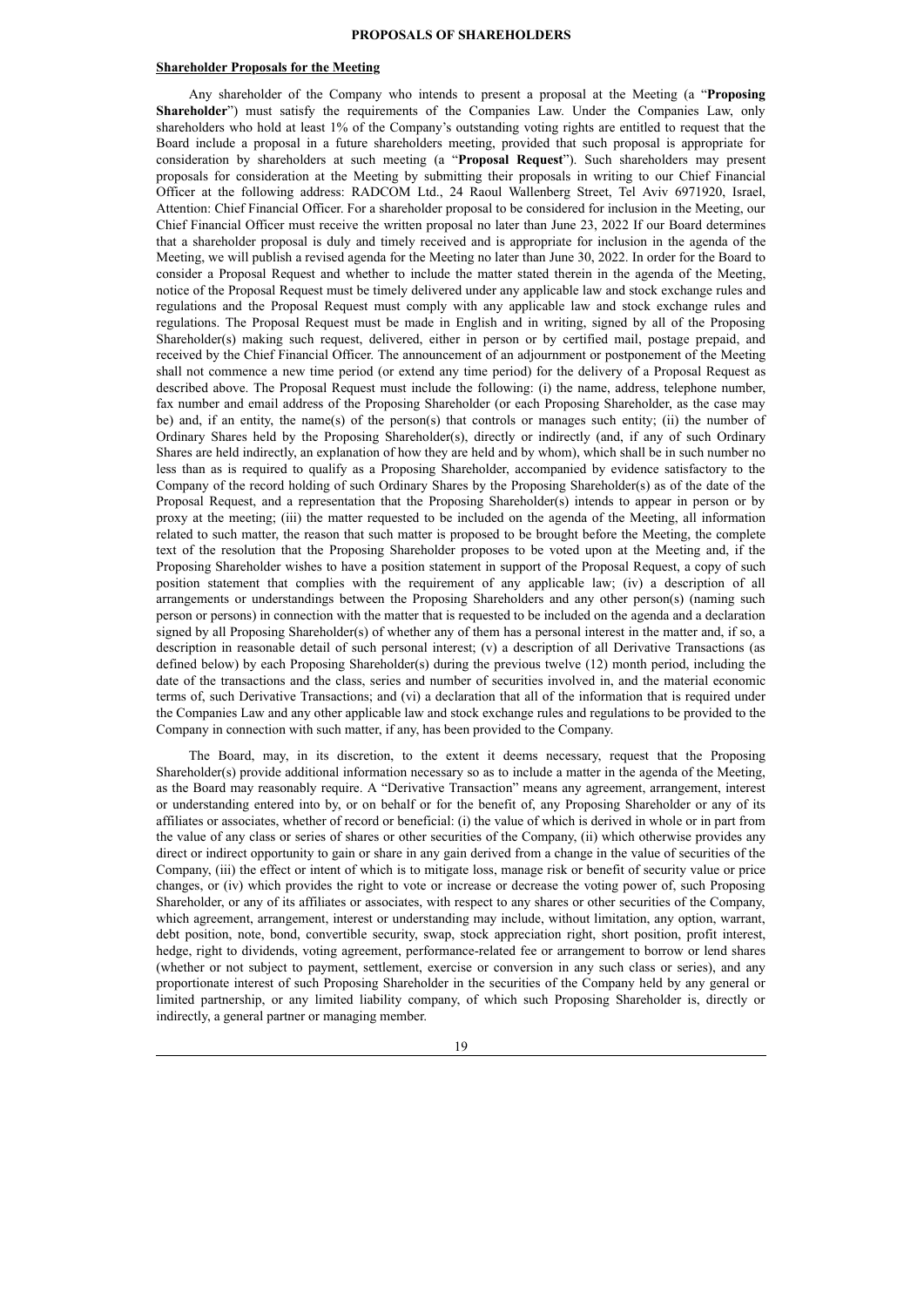## PROPOSALS OF SHAREHOLDERS

### Shareholder Proposals for the Meeting

Any shareholder of the Company who intends to present a proposal at the Meeting (a "**Proposing Shareholder**") must satisfy the requirements of the Companies Law. Under the Companies Law, only shareholders who hold at least 1% of the Company's outstanding voting rights are entitled to request that the Board include a proposal in a future shareholders meeting, provided that such proposal is appropriate for consideration by shareholders at such meeting (a "**Proposal Request**"). Such shareholders may present proposals for consideration at the Meeting by submitting their proposals in writing to our Chief Financial Officer at the following address: RADCOM Ltd., 24 Raoul Wallenberg Street, Tel Aviv 6971920, Israel, Attention: Chief Financial Officer. For a shareholder proposal to be considered for inclusion in the Meeting, our Chief Financial Officer must receive the written proposal no later than June 23, 2022 If our Board determines that a shareholder proposal is duly and timely received and is appropriate for inclusion in the agenda of the Meeting, we will publish a revised agenda for the Meeting no later than June 30, 2022. In order for the Board to consider a Proposal Request and whether to include the matter stated therein in the agenda of the Meeting, notice of the Proposal Request must be timely delivered under any applicable law and stock exchange rules and regulations and the Proposal Request must comply with any applicable law and stock exchange rules and regulations. The Proposal Request must be made in English and in writing, signed by all of the Proposing Shareholder(s) making such request, delivered, either in person or by certified mail, postage prepaid, and received by the Chief Financial Officer. The announcement of an adjournment or postponement of the Meeting shall not commence a new time period (or extend any time period) for the delivery of a Proposal Request as described above. The Proposal Request must include the following: (i) the name, address, telephone number, fax number and email address of the Proposing Shareholder (or each Proposing Shareholder, as the case may be) and, if an entity, the name(s) of the person(s) that controls or manages such entity; (ii) the number of Ordinary Shares held by the Proposing Shareholder(s), directly or indirectly (and, if any of such Ordinary Shares are held indirectly, an explanation of how they are held and by whom), which shall be in such number no less than as is required to qualify as a Proposing Shareholder, accompanied by evidence satisfactory to the Company of the record holding of such Ordinary Shares by the Proposing Shareholder(s) as of the date of the Proposal Request, and a representation that the Proposing Shareholder(s) intends to appear in person or by proxy at the meeting; (iii) the matter requested to be included on the agenda of the Meeting, all information related to such matter, the reason that such matter is proposed to be brought before the Meeting, the complete text of the resolution that the Proposing Shareholder proposes to be voted upon at the Meeting and, if the Proposing Shareholder wishes to have a position statement in support of the Proposal Request, a copy of such position statement that complies with the requirement of any applicable law; (iv) a description of all arrangements or understandings between the Proposing Shareholders and any other person(s) (naming such person or persons) in connection with the matter that is requested to be included on the agenda and a declaration signed by all Proposing Shareholder(s) of whether any of them has a personal interest in the matter and, if so, a description in reasonable detail of such personal interest; (v) a description of all Derivative Transactions (as defined below) by each Proposing Shareholder(s) during the previous twelve (12) month period, including the date of the transactions and the class, series and number of securities involved in, and the material economic terms of, such Derivative Transactions; and (vi) a declaration that all of the information that is required under the Companies Law and any other applicable law and stock exchange rules and regulations to be provided to the Company in connection with such matter, if any, has been provided to the Company.

The Board, may, in its discretion, to the extent it deems necessary, request that the Proposing Shareholder(s) provide additional information necessary so as to include a matter in the agenda of the Meeting, as the Board may reasonably require. A "Derivative Transaction" means any agreement, arrangement, interest or understanding entered into by, or on behalf or for the benefit of, any Proposing Shareholder or any of its affiliates or associates, whether of record or beneficial: (i) the value of which is derived in whole or in part from the value of any class or series of shares or other securities of the Company, (ii) which otherwise provides any direct or indirect opportunity to gain or share in any gain derived from a change in the value of securities of the Company, (iii) the effect or intent of which is to mitigate loss, manage risk or benefit of security value or price changes, or (iv) which provides the right to vote or increase or decrease the voting power of, such Proposing Shareholder, or any of its affiliates or associates, with respect to any shares or other securities of the Company, which agreement, arrangement, interest or understanding may include, without limitation, any option, warrant, debt position, note, bond, convertible security, swap, stock appreciation right, short position, profit interest, hedge, right to dividends, voting agreement, performance-related fee or arrangement to borrow or lend shares (whether or not subject to payment, settlement, exercise or conversion in any such class or series), and any proportionate interest of such Proposing Shareholder in the securities of the Company held by any general or limited partnership, or any limited liability company, of which such Proposing Shareholder is, directly or indirectly, a general partner or managing member.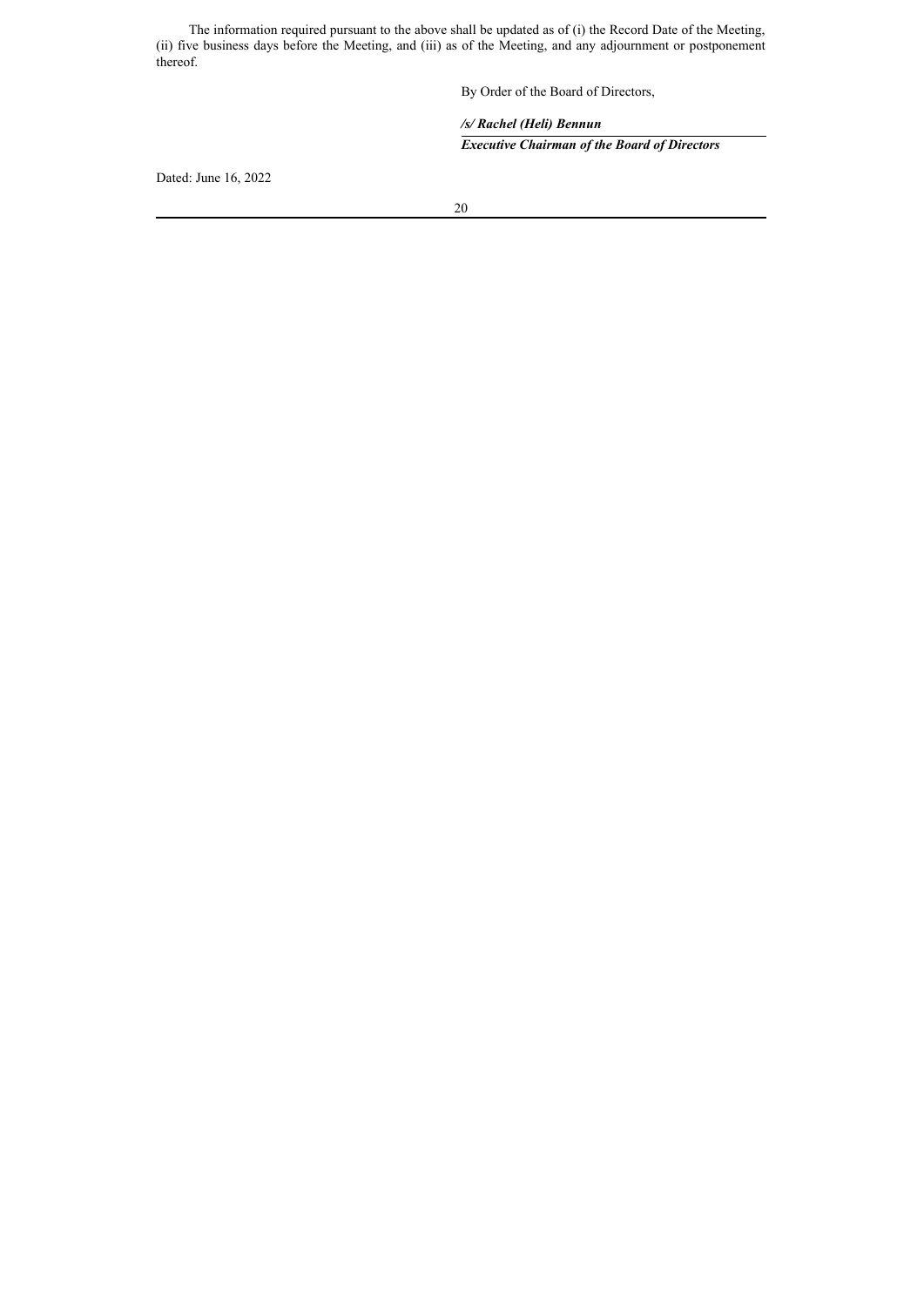The information required pursuant to the above shall be updated as of (i) the Record Date of the Meeting, (ii) five business days before the Meeting, and (iii) as of the Meeting, and any adjournment or postponement thereof.

By Order of the Board of Directors,

***/s/ Rachel (Heli) Bennun***

***Executive Chairman of the Board of Directors***

Dated: June 16, 2022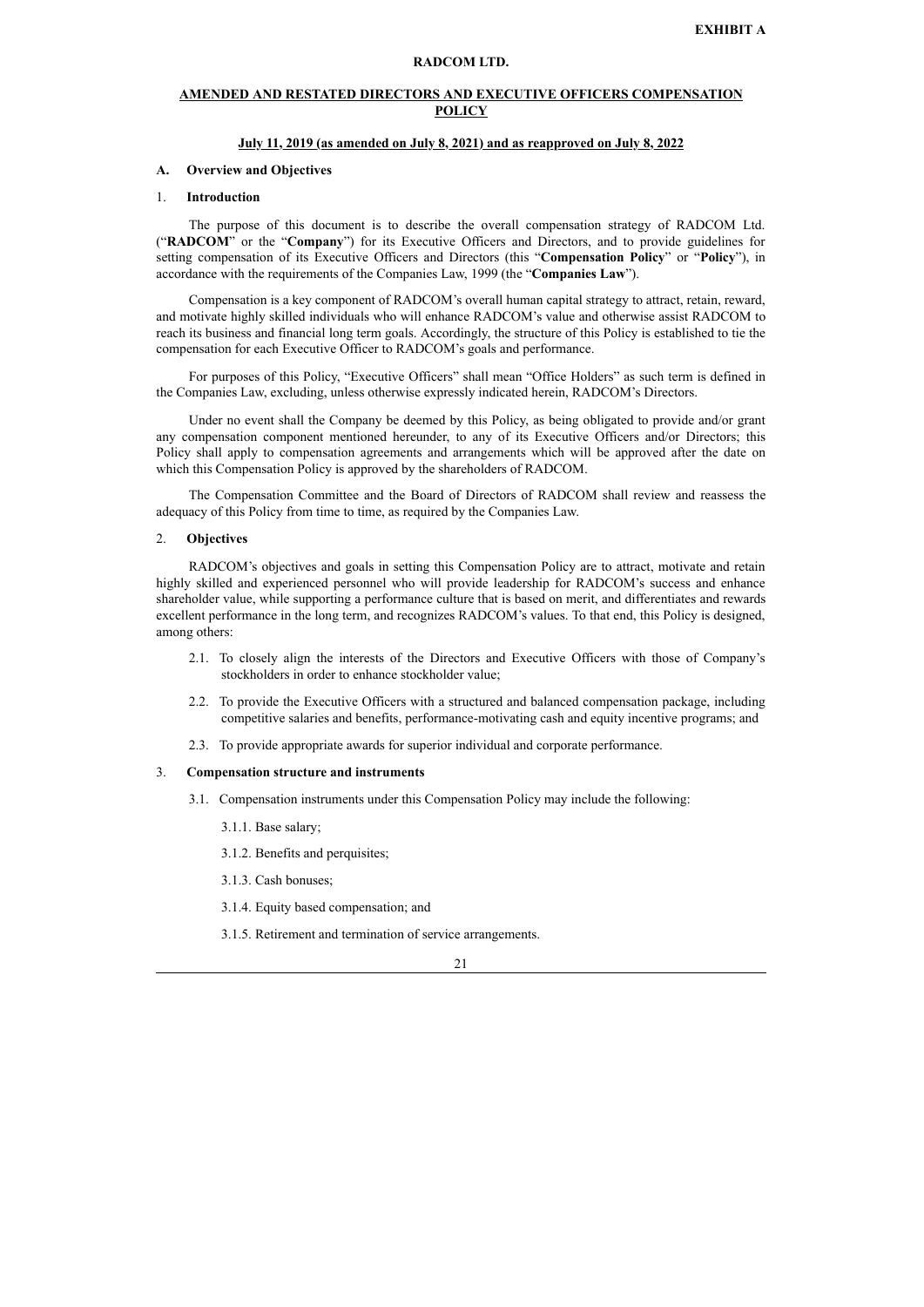**EXHIBIT A**

**RADCOM LTD.**

## AMENDED AND RESTATED DIRECTORS AND EXECUTIVE OFFICERS COMPENSATION POLICY

**July 11, 2019 (as amended on July 8, 2021) and as reapproved on July 8, 2022**

### A. Overview and Objectives

#### 1. Introduction

The purpose of this document is to describe the overall compensation strategy of RADCOM Ltd. ("**RADCOM**" or the "**Company**") for its Executive Officers and Directors, and to provide guidelines for setting compensation of its Executive Officers and Directors (this "**Compensation Policy**" or "**Policy**"), in accordance with the requirements of the Companies Law, 1999 (the "**Companies Law**").

Compensation is a key component of RADCOM's overall human capital strategy to attract, retain, reward, and motivate highly skilled individuals who will enhance RADCOM's value and otherwise assist RADCOM to reach its business and financial long term goals. Accordingly, the structure of this Policy is established to tie the compensation for each Executive Officer to RADCOM's goals and performance.

For purposes of this Policy, "Executive Officers" shall mean "Office Holders" as such term is defined in the Companies Law, excluding, unless otherwise expressly indicated herein, RADCOM's Directors.

Under no event shall the Company be deemed by this Policy, as being obligated to provide and/or grant any compensation component mentioned hereunder, to any of its Executive Officers and/or Directors; this Policy shall apply to compensation agreements and arrangements which will be approved after the date on which this Compensation Policy is approved by the shareholders of RADCOM.

The Compensation Committee and the Board of Directors of RADCOM shall review and reassess the adequacy of this Policy from time to time, as required by the Companies Law.

#### 2. Objectives

RADCOM's objectives and goals in setting this Compensation Policy are to attract, motivate and retain highly skilled and experienced personnel who will provide leadership for RADCOM's success and enhance shareholder value, while supporting a performance culture that is based on merit, and differentiates and rewards excellent performance in the long term, and recognizes RADCOM's values. To that end, this Policy is designed, among others:

2.1. To closely align the interests of the Directors and Executive Officers with those of Company's stockholders in order to enhance stockholder value;

2.2. To provide the Executive Officers with a structured and balanced compensation package, including competitive salaries and benefits, performance-motivating cash and equity incentive programs; and

2.3. To provide appropriate awards for superior individual and corporate performance.

#### 3. Compensation structure and instruments

3.1. Compensation instruments under this Compensation Policy may include the following:

3.1.1. Base salary;

3.1.2. Benefits and perquisites;

3.1.3. Cash bonuses;

3.1.4. Equity based compensation; and

3.1.5. Retirement and termination of service arrangements.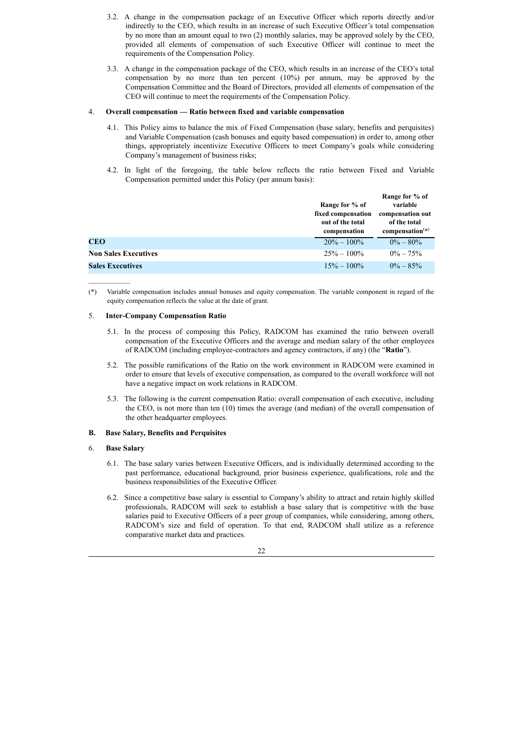3.2. A change in the compensation package of an Executive Officer which reports directly and/or indirectly to the CEO, which results in an increase of such Executive Officer's total compensation by no more than an amount equal to two (2) monthly salaries, may be approved solely by the CEO, provided all elements of compensation of such Executive Officer will continue to meet the requirements of the Compensation Policy.

3.3. A change in the compensation package of the CEO, which results in an increase of the CEO's total compensation by no more than ten percent (10%) per annum, may be approved by the Compensation Committee and the Board of Directors, provided all elements of compensation of the CEO will continue to meet the requirements of the Compensation Policy.

4. **Overall compensation — Ratio between fixed and variable compensation**

4.1. This Policy aims to balance the mix of Fixed Compensation (base salary, benefits and perquisites) and Variable Compensation (cash bonuses and equity based compensation) in order to, among other things, appropriately incentivize Executive Officers to meet Company's goals while considering Company's management of business risks;

4.2. In light of the foregoing, the table below reflects the ratio between Fixed and Variable Compensation permitted under this Policy (per annum basis):

| | Range for % of fixed compensation out of the total compensation | Range for % of variable compensation out of the total compensation(*) |
|---|---|---|
| **CEO** | 20% – 100% | 0% – 80% |
| **Non Sales Executives** | 25% – 100% | 0% – 75% |
| **Sales Executives** | 15% – 100% | 0% – 85% |

(*) Variable compensation includes annual bonuses and equity compensation. The variable component in regard of the equity compensation reflects the value at the date of grant.

5. **Inter-Company Compensation Ratio**

5.1. In the process of composing this Policy, RADCOM has examined the ratio between overall compensation of the Executive Officers and the average and median salary of the other employees of RADCOM (including employee-contractors and agency contractors, if any) (the "**Ratio**").

5.2. The possible ramifications of the Ratio on the work environment in RADCOM were examined in order to ensure that levels of executive compensation, as compared to the overall workforce will not have a negative impact on work relations in RADCOM.

5.3. The following is the current compensation Ratio: overall compensation of each executive, including the CEO, is not more than ten (10) times the average (and median) of the overall compensation of the other headquarter employees.

**B. Base Salary, Benefits and Perquisites**

6. **Base Salary**

6.1. The base salary varies between Executive Officers, and is individually determined according to the past performance, educational background, prior business experience, qualifications, role and the business responsibilities of the Executive Officer.

6.2. Since a competitive base salary is essential to Company's ability to attract and retain highly skilled professionals, RADCOM will seek to establish a base salary that is competitive with the base salaries paid to Executive Officers of a peer group of companies, while considering, among others, RADCOM's size and field of operation. To that end, RADCOM shall utilize as a reference comparative market data and practices.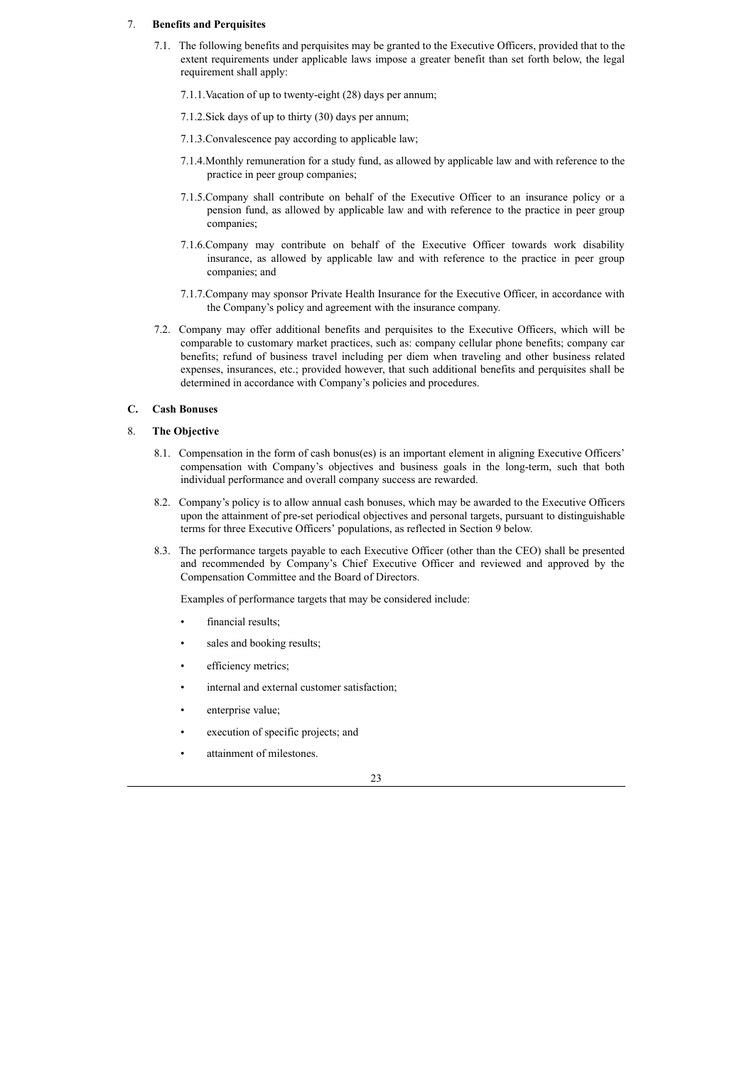7. **Benefits and Perquisites**

7.1. The following benefits and perquisites may be granted to the Executive Officers, provided that to the extent requirements under applicable laws impose a greater benefit than set forth below, the legal requirement shall apply:

7.1.1. Vacation of up to twenty-eight (28) days per annum;

7.1.2. Sick days of up to thirty (30) days per annum;

7.1.3. Convalescence pay according to applicable law;

7.1.4. Monthly remuneration for a study fund, as allowed by applicable law and with reference to the practice in peer group companies;

7.1.5. Company shall contribute on behalf of the Executive Officer to an insurance policy or a pension fund, as allowed by applicable law and with reference to the practice in peer group companies;

7.1.6. Company may contribute on behalf of the Executive Officer towards work disability insurance, as allowed by applicable law and with reference to the practice in peer group companies; and

7.1.7. Company may sponsor Private Health Insurance for the Executive Officer, in accordance with the Company's policy and agreement with the insurance company.

7.2. Company may offer additional benefits and perquisites to the Executive Officers, which will be comparable to customary market practices, such as: company cellular phone benefits; company car benefits; refund of business travel including per diem when traveling and other business related expenses, insurances, etc.; provided however, that such additional benefits and perquisites shall be determined in accordance with Company's policies and procedures.

## C. Cash Bonuses

8. **The Objective**

8.1. Compensation in the form of cash bonus(es) is an important element in aligning Executive Officers' compensation with Company's objectives and business goals in the long-term, such that both individual performance and overall company success are rewarded.

8.2. Company's policy is to allow annual cash bonuses, which may be awarded to the Executive Officers upon the attainment of pre-set periodical objectives and personal targets, pursuant to distinguishable terms for three Executive Officers' populations, as reflected in Section 9 below.

8.3. The performance targets payable to each Executive Officer (other than the CEO) shall be presented and recommended by Company's Chief Executive Officer and reviewed and approved by the Compensation Committee and the Board of Directors.

Examples of performance targets that may be considered include:

- financial results;
- sales and booking results;
- efficiency metrics;
- internal and external customer satisfaction;
- enterprise value;
- execution of specific projects; and
- attainment of milestones.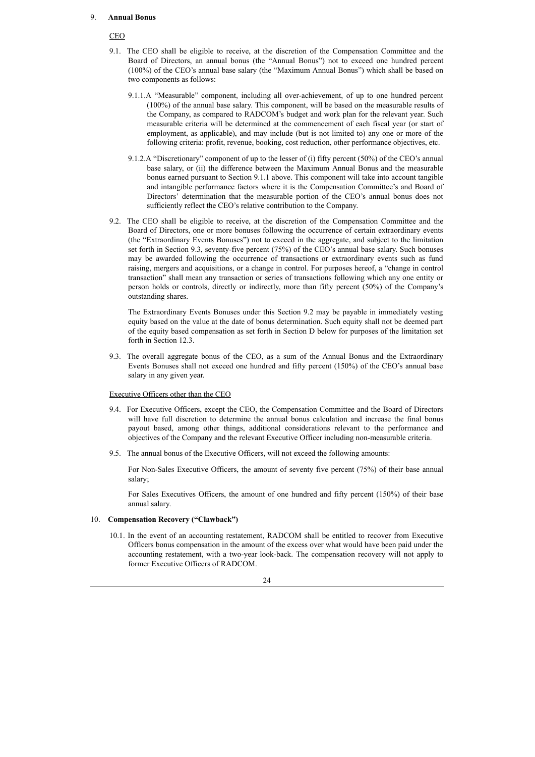## 9. **Annual Bonus**

CEO

9.1. The CEO shall be eligible to receive, at the discretion of the Compensation Committee and the Board of Directors, an annual bonus (the "Annual Bonus") not to exceed one hundred percent (100%) of the CEO's annual base salary (the "Maximum Annual Bonus") which shall be based on two components as follows:

9.1.1.A "Measurable" component, including all over-achievement, of up to one hundred percent (100%) of the annual base salary. This component, will be based on the measurable results of the Company, as compared to RADCOM's budget and work plan for the relevant year. Such measurable criteria will be determined at the commencement of each fiscal year (or start of employment, as applicable), and may include (but is not limited to) any one or more of the following criteria: profit, revenue, booking, cost reduction, other performance objectives, etc.

9.1.2.A "Discretionary" component of up to the lesser of (i) fifty percent (50%) of the CEO's annual base salary, or (ii) the difference between the Maximum Annual Bonus and the measurable bonus earned pursuant to Section 9.1.1 above. This component will take into account tangible and intangible performance factors where it is the Compensation Committee's and Board of Directors' determination that the measurable portion of the CEO's annual bonus does not sufficiently reflect the CEO's relative contribution to the Company.

9.2. The CEO shall be eligible to receive, at the discretion of the Compensation Committee and the Board of Directors, one or more bonuses following the occurrence of certain extraordinary events (the "Extraordinary Events Bonuses") not to exceed in the aggregate, and subject to the limitation set forth in Section 9.3, seventy-five percent (75%) of the CEO's annual base salary. Such bonuses may be awarded following the occurrence of transactions or extraordinary events such as fund raising, mergers and acquisitions, or a change in control. For purposes hereof, a "change in control transaction" shall mean any transaction or series of transactions following which any one entity or person holds or controls, directly or indirectly, more than fifty percent (50%) of the Company's outstanding shares.

The Extraordinary Events Bonuses under this Section 9.2 may be payable in immediately vesting equity based on the value at the date of bonus determination. Such equity shall not be deemed part of the equity based compensation as set forth in Section D below for purposes of the limitation set forth in Section 12.3.

9.3. The overall aggregate bonus of the CEO, as a sum of the Annual Bonus and the Extraordinary Events Bonuses shall not exceed one hundred and fifty percent (150%) of the CEO's annual base salary in any given year.

Executive Officers other than the CEO

9.4. For Executive Officers, except the CEO, the Compensation Committee and the Board of Directors will have full discretion to determine the annual bonus calculation and increase the final bonus payout based, among other things, additional considerations relevant to the performance and objectives of the Company and the relevant Executive Officer including non-measurable criteria.

9.5. The annual bonus of the Executive Officers, will not exceed the following amounts:

For Non-Sales Executive Officers, the amount of seventy five percent (75%) of their base annual salary;

For Sales Executives Officers, the amount of one hundred and fifty percent (150%) of their base annual salary.

## 10. **Compensation Recovery ("Clawback")**

10.1. In the event of an accounting restatement, RADCOM shall be entitled to recover from Executive Officers bonus compensation in the amount of the excess over what would have been paid under the accounting restatement, with a two-year look-back. The compensation recovery will not apply to former Executive Officers of RADCOM.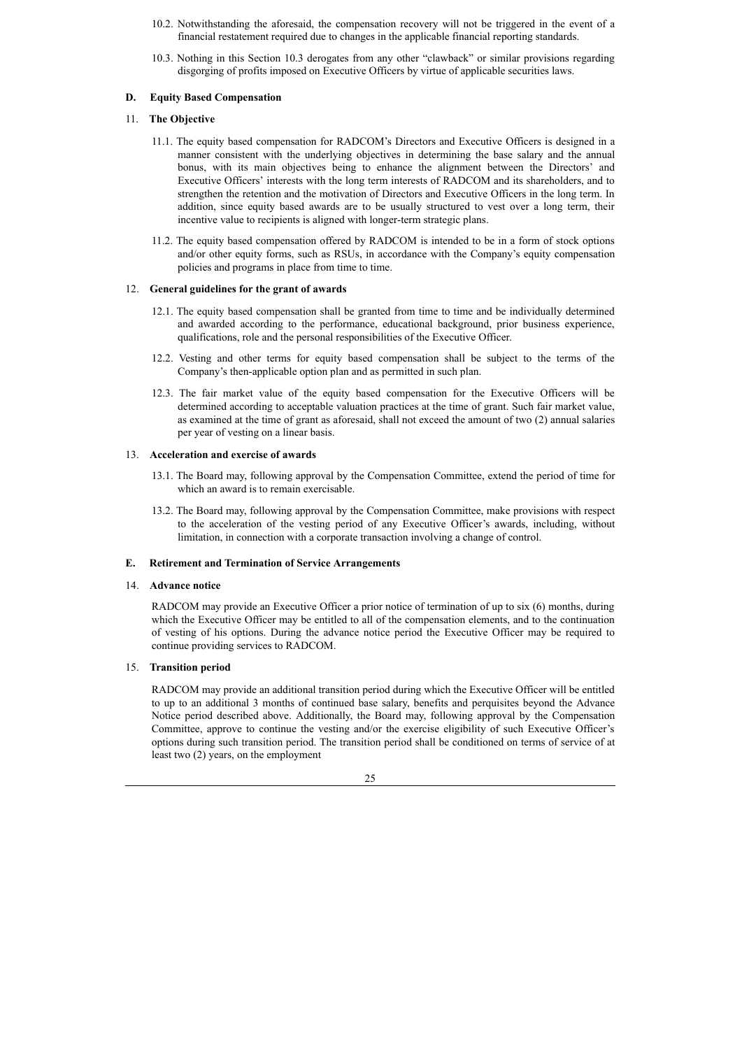10.2. Notwithstanding the aforesaid, the compensation recovery will not be triggered in the event of a financial restatement required due to changes in the applicable financial reporting standards.

10.3. Nothing in this Section 10.3 derogates from any other "clawback" or similar provisions regarding disgorging of profits imposed on Executive Officers by virtue of applicable securities laws.

### D. Equity Based Compensation

#### 11. The Objective

11.1. The equity based compensation for RADCOM's Directors and Executive Officers is designed in a manner consistent with the underlying objectives in determining the base salary and the annual bonus, with its main objectives being to enhance the alignment between the Directors' and Executive Officers' interests with the long term interests of RADCOM and its shareholders, and to strengthen the retention and the motivation of Directors and Executive Officers in the long term. In addition, since equity based awards are to be usually structured to vest over a long term, their incentive value to recipients is aligned with longer-term strategic plans.

11.2. The equity based compensation offered by RADCOM is intended to be in a form of stock options and/or other equity forms, such as RSUs, in accordance with the Company's equity compensation policies and programs in place from time to time.

#### 12. General guidelines for the grant of awards

12.1. The equity based compensation shall be granted from time to time and be individually determined and awarded according to the performance, educational background, prior business experience, qualifications, role and the personal responsibilities of the Executive Officer.

12.2. Vesting and other terms for equity based compensation shall be subject to the terms of the Company's then-applicable option plan and as permitted in such plan.

12.3. The fair market value of the equity based compensation for the Executive Officers will be determined according to acceptable valuation practices at the time of grant. Such fair market value, as examined at the time of grant as aforesaid, shall not exceed the amount of two (2) annual salaries per year of vesting on a linear basis.

#### 13. Acceleration and exercise of awards

13.1. The Board may, following approval by the Compensation Committee, extend the period of time for which an award is to remain exercisable.

13.2. The Board may, following approval by the Compensation Committee, make provisions with respect to the acceleration of the vesting period of any Executive Officer's awards, including, without limitation, in connection with a corporate transaction involving a change of control.

### E. Retirement and Termination of Service Arrangements

#### 14. Advance notice

RADCOM may provide an Executive Officer a prior notice of termination of up to six (6) months, during which the Executive Officer may be entitled to all of the compensation elements, and to the continuation of vesting of his options. During the advance notice period the Executive Officer may be required to continue providing services to RADCOM.

#### 15. Transition period

RADCOM may provide an additional transition period during which the Executive Officer will be entitled to up to an additional 3 months of continued base salary, benefits and perquisites beyond the Advance Notice period described above. Additionally, the Board may, following approval by the Compensation Committee, approve to continue the vesting and/or the exercise eligibility of such Executive Officer's options during such transition period. The transition period shall be conditioned on terms of service of at least two (2) years, on the employment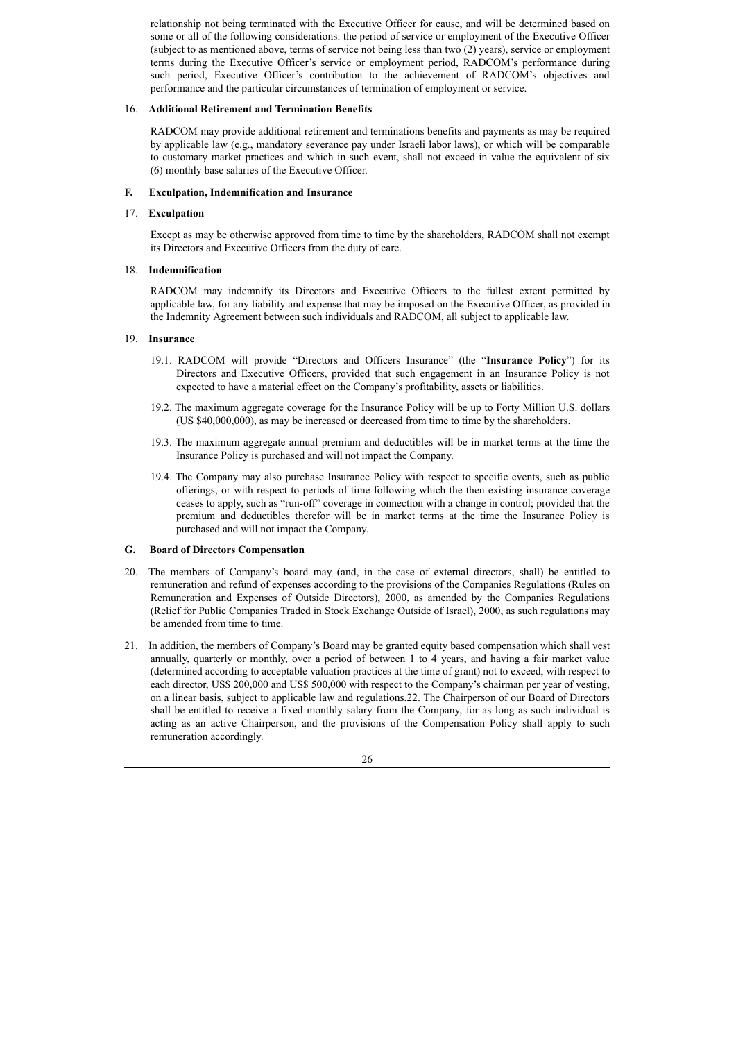relationship not being terminated with the Executive Officer for cause, and will be determined based on some or all of the following considerations: the period of service or employment of the Executive Officer (subject to as mentioned above, terms of service not being less than two (2) years), service or employment terms during the Executive Officer's service or employment period, RADCOM's performance during such period, Executive Officer's contribution to the achievement of RADCOM's objectives and performance and the particular circumstances of termination of employment or service.

16. **Additional Retirement and Termination Benefits**

RADCOM may provide additional retirement and terminations benefits and payments as may be required by applicable law (e.g., mandatory severance pay under Israeli labor laws), or which will be comparable to customary market practices and which in such event, shall not exceed in value the equivalent of six (6) monthly base salaries of the Executive Officer.

## F. Exculpation, Indemnification and Insurance

17. **Exculpation**

Except as may be otherwise approved from time to time by the shareholders, RADCOM shall not exempt its Directors and Executive Officers from the duty of care.

18. **Indemnification**

RADCOM may indemnify its Directors and Executive Officers to the fullest extent permitted by applicable law, for any liability and expense that may be imposed on the Executive Officer, as provided in the Indemnity Agreement between such individuals and RADCOM, all subject to applicable law.

19. **Insurance**

19.1. RADCOM will provide "Directors and Officers Insurance" (the "**Insurance Policy**") for its Directors and Executive Officers, provided that such engagement in an Insurance Policy is not expected to have a material effect on the Company's profitability, assets or liabilities.

19.2. The maximum aggregate coverage for the Insurance Policy will be up to Forty Million U.S. dollars (US $40,000,000), as may be increased or decreased from time to time by the shareholders.

19.3. The maximum aggregate annual premium and deductibles will be in market terms at the time the Insurance Policy is purchased and will not impact the Company.

19.4. The Company may also purchase Insurance Policy with respect to specific events, such as public offerings, or with respect to periods of time following which the then existing insurance coverage ceases to apply, such as "run-off" coverage in connection with a change in control; provided that the premium and deductibles therefor will be in market terms at the time the Insurance Policy is purchased and will not impact the Company.

## G. Board of Directors Compensation

20. The members of Company's board may (and, in the case of external directors, shall) be entitled to remuneration and refund of expenses according to the provisions of the Companies Regulations (Rules on Remuneration and Expenses of Outside Directors), 2000, as amended by the Companies Regulations (Relief for Public Companies Traded in Stock Exchange Outside of Israel), 2000, as such regulations may be amended from time to time.

21. In addition, the members of Company's Board may be granted equity based compensation which shall vest annually, quarterly or monthly, over a period of between 1 to 4 years, and having a fair market value (determined according to acceptable valuation practices at the time of grant) not to exceed, with respect to each director, US$ 200,000 and US$ 500,000 with respect to the Company's chairman per year of vesting, on a linear basis, subject to applicable law and regulations.22. The Chairperson of our Board of Directors shall be entitled to receive a fixed monthly salary from the Company, for as long as such individual is acting as an active Chairperson, and the provisions of the Compensation Policy shall apply to such remuneration accordingly.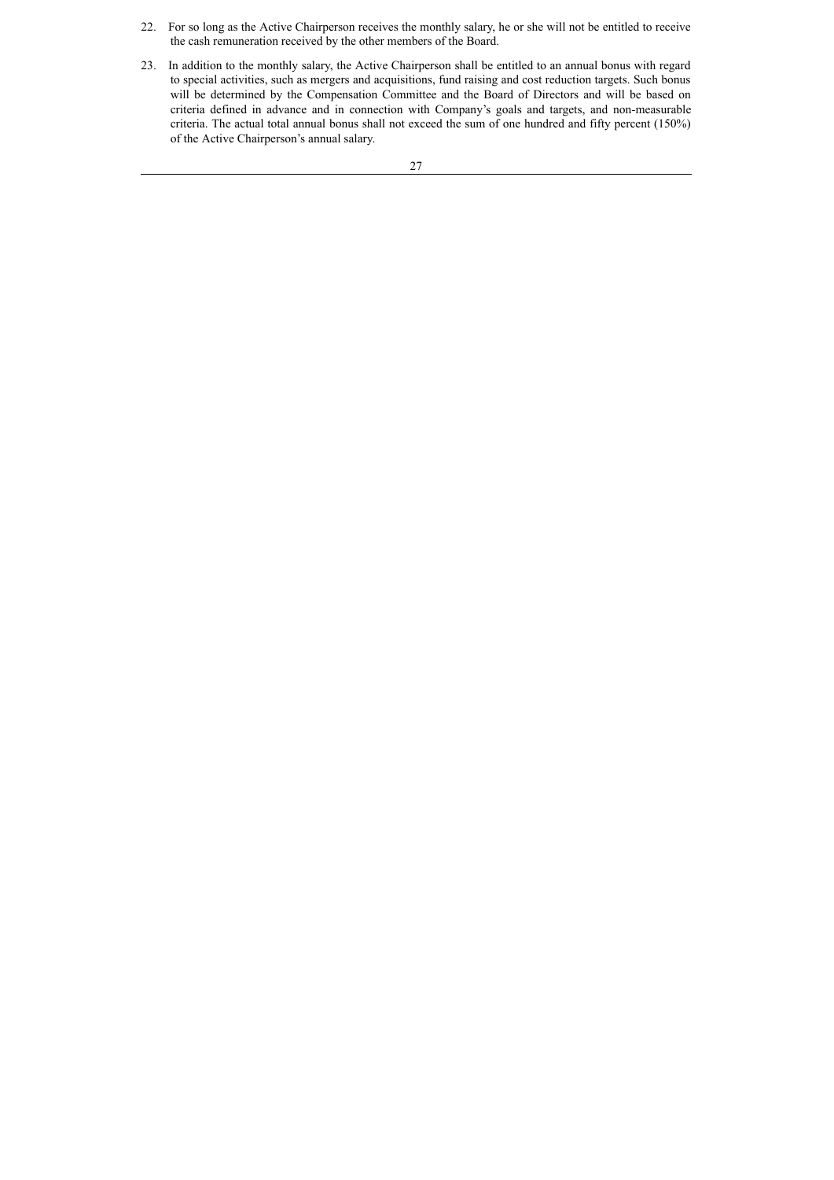22. For so long as the Active Chairperson receives the monthly salary, he or she will not be entitled to receive the cash remuneration received by the other members of the Board.

23. In addition to the monthly salary, the Active Chairperson shall be entitled to an annual bonus with regard to special activities, such as mergers and acquisitions, fund raising and cost reduction targets. Such bonus will be determined by the Compensation Committee and the Board of Directors and will be based on criteria defined in advance and in connection with Company's goals and targets, and non-measurable criteria. The actual total annual bonus shall not exceed the sum of one hundred and fifty percent (150%) of the Active Chairperson's annual salary.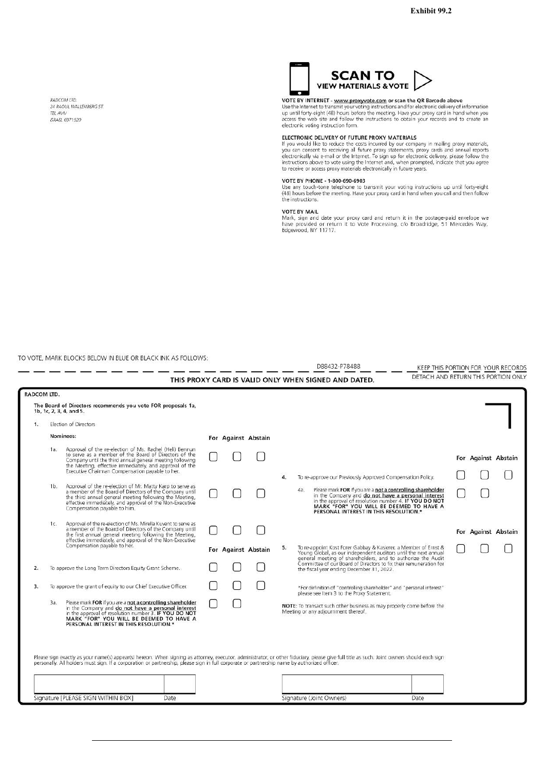**Exhibit 99.2**

RADCOM LTD.
24 RAOUL WALLENBERG ST.
TEL AVIV
ISRAEL 6971920

**SCAN TO VIEW MATERIALS & VOTE**

**VOTE BY INTERNET** - **www.proxyvote.com** or scan the QR Barcode above
Use the Internet to transmit your voting instructions and for electronic delivery of information up until forty-eight (48) hours before the meeting. Have your proxy card in hand when you access the web site and follow the instructions to obtain your records and to create an electronic voting instruction form.

**ELECTRONIC DELIVERY OF FUTURE PROXY MATERIALS**
If you would like to reduce the costs incurred by our company in mailing proxy materials, you can consent to receiving all future proxy statements, proxy cards and annual reports electronically via e-mail or the Internet. To sign up for electronic delivery, please follow the instructions above to vote using the Internet and, when prompted, indicate that you agree to receive or access proxy materials electronically in future years.

**VOTE BY PHONE - 1-800-690-6903**
Use any touch-tone telephone to transmit your voting instructions up until forty-eight (48) hours before the meeting. Have your proxy card in hand when you call and then follow the instructions.

**VOTE BY MAIL**
Mark, sign and date your proxy card and return it in the postage-paid envelope we have provided or return it to Vote Processing, c/o Broadridge, 51 Mercedes Way, Edgewood, NY 11717.

TO VOTE, MARK BLOCKS BELOW IN BLUE OR BLACK INK AS FOLLOWS:

D88432-P78488 KEEP THIS PORTION FOR YOUR RECORDS

**THIS PROXY CARD IS VALID ONLY WHEN SIGNED AND DATED.** DETACH AND RETURN THIS PORTION ONLY

**RADCOM LTD.**

**The Board of Directors recommends you vote FOR proposals 1a, 1b, 1c, 2, 3, 4, and 5.**

1. Election of Directors

**Nominees:**

| | For | Against | Abstain |
|---|---|---|---|
| 1a. Approval of the re-election of Ms. Rachel (Heli) Bennun to serve as a member of the Board of Directors of the Company until the third annual general meeting following the Meeting, effective immediately, and approval of the Executive Chairman Compensation payable to her. | ☐ | ☐ | ☐ |
| 1b. Approval of the re-election of Mr. Matty Karp to serve as a member of the Board of Directors of the Company until the third annual general meeting following the Meeting, effective immediately, and approval of the Non-Executive Compensation payable to him. | ☐ | ☐ | ☐ |
| 1c. Approval of the re-election of Ms. Mirella Kuvent to serve as a member of the Board of Directors of the Company until the first annual general meeting following the Meeting, effective immediately, and approval of the Non-Executive Compensation payable to her. | ☐ | ☐ | ☐ |

| | For | Against | Abstain |
|---|---|---|---|
| 2. To approve the Long Term Directors Equity Grant Scheme. | ☐ | ☐ | ☐ |
| 3. To approve the grant of equity to our Chief Executive Officer. | ☐ | ☐ | ☐ |
| 3a. Please mark **FOR** if you are a **not a controlling shareholder** in the Company and **do not have a personal interest** in the approval of resolution number 3. **IF YOU DO NOT MARK "FOR" YOU WILL BE DEEMED TO HAVE A PERSONAL INTEREST IN THIS RESOLUTION.*** | ☐ | ☐ | |

| | For | Against | Abstain |
|---|---|---|---|
| 4. To re-approve our Previously Approved Compensation Policy. | ☐ | ☐ | ☐ |
| 4a. Please mark **FOR** if you are a **not a controlling shareholder** in the Company and **do not have a personal interest** in the approval of resolution number 4. **IF YOU DO NOT MARK "FOR" YOU WILL BE DEEMED TO HAVE A PERSONAL INTEREST IN THIS RESOLUTION.*** | ☐ | ☐ | |

| | For | Against | Abstain |
|---|---|---|---|
| 5. To re-appoint Kost Forer Gabbay & Kasierer, a Member of Ernst & Young Global, as our independent auditors until the next annual general meeting of shareholders, and to authorize the Audit Committee of our Board of Directors to fix their remuneration for the fiscal year ending December 31, 2022. | ☐ | ☐ | ☐ |

*For definition of "controlling shareholder" and "personal interest" please see Item 3 to the Proxy Statement.

NOTE: To transact such other business as may properly come before the Meeting or any adjournment thereof.

Please sign exactly as your name(s) appear(s) hereon. When signing as attorney, executor, administrator, or other fiduciary, please give full title as such. Joint owners should each sign personally. All holders must sign. If a corporation or partnership, please sign in full corporate or partnership name by authorized officer.

| Signature [PLEASE SIGN WITHIN BOX] | Date | Signature (Joint Owners) | Date |
|---|---|---|---|
| | | | |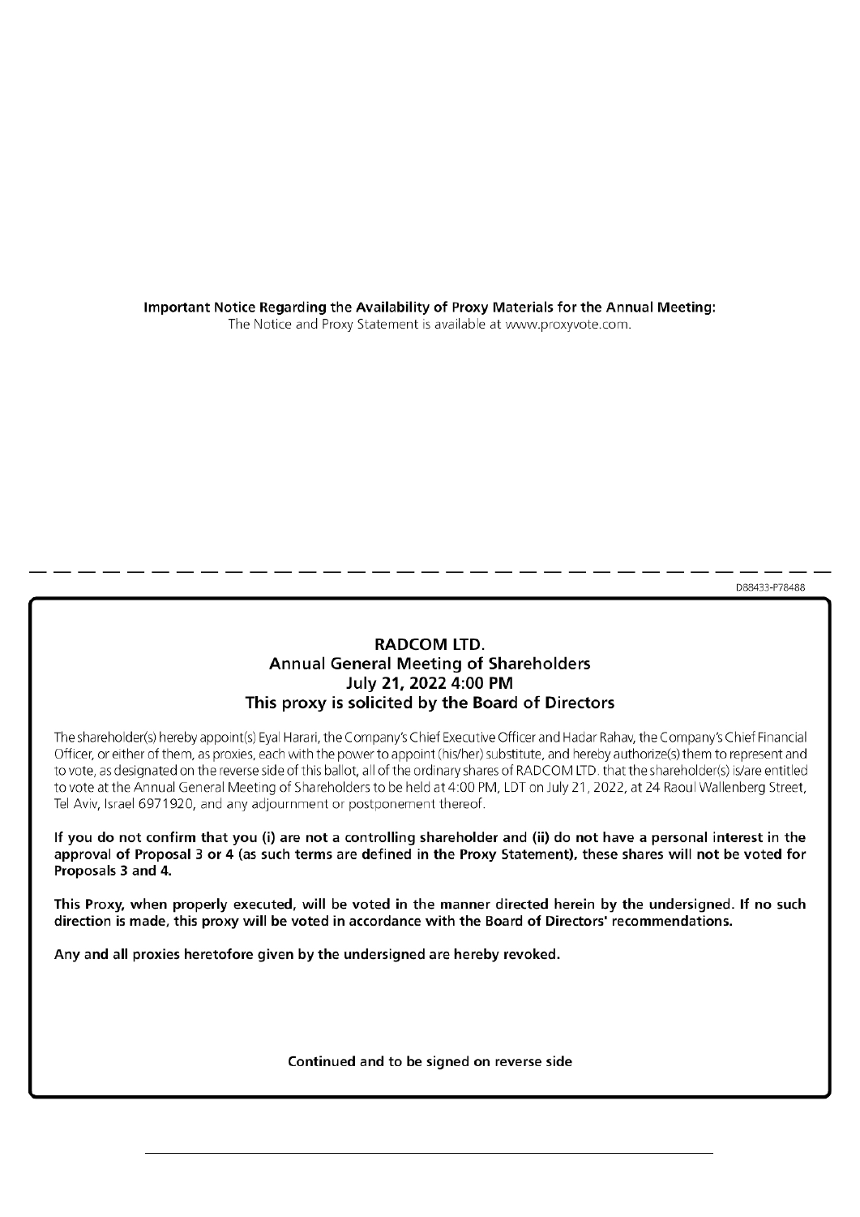**Important Notice Regarding the Availability of Proxy Materials for the Annual Meeting:**
The Notice and Proxy Statement is available at www.proxyvote.com.

D88433-P78488

**RADCOM LTD.**
**Annual General Meeting of Shareholders**
**July 21, 2022 4:00 PM**
**This proxy is solicited by the Board of Directors**

The shareholder(s) hereby appoint(s) Eyal Harari, the Company's Chief Executive Officer and Hadar Rahav, the Company's Chief Financial Officer, or either of them, as proxies, each with the power to appoint (his/her) substitute, and hereby authorize(s) them to represent and to vote, as designated on the reverse side of this ballot, all of the ordinary shares of RADCOM LTD. that the shareholder(s) is/are entitled to vote at the Annual General Meeting of Shareholders to be held at 4:00 PM, LDT on July 21, 2022, at 24 Raoul Wallenberg Street, Tel Aviv, Israel 6971920, and any adjournment or postponement thereof.

**If you do not confirm that you (i) are not a controlling shareholder and (ii) do not have a personal interest in the approval of Proposal 3 or 4 (as such terms are defined in the Proxy Statement), these shares will not be voted for Proposals 3 and 4.**

**This Proxy, when properly executed, will be voted in the manner directed herein by the undersigned. If no such direction is made, this proxy will be voted in accordance with the Board of Directors' recommendations.**

**Any and all proxies heretofore given by the undersigned are hereby revoked.**

**Continued and to be signed on reverse side**